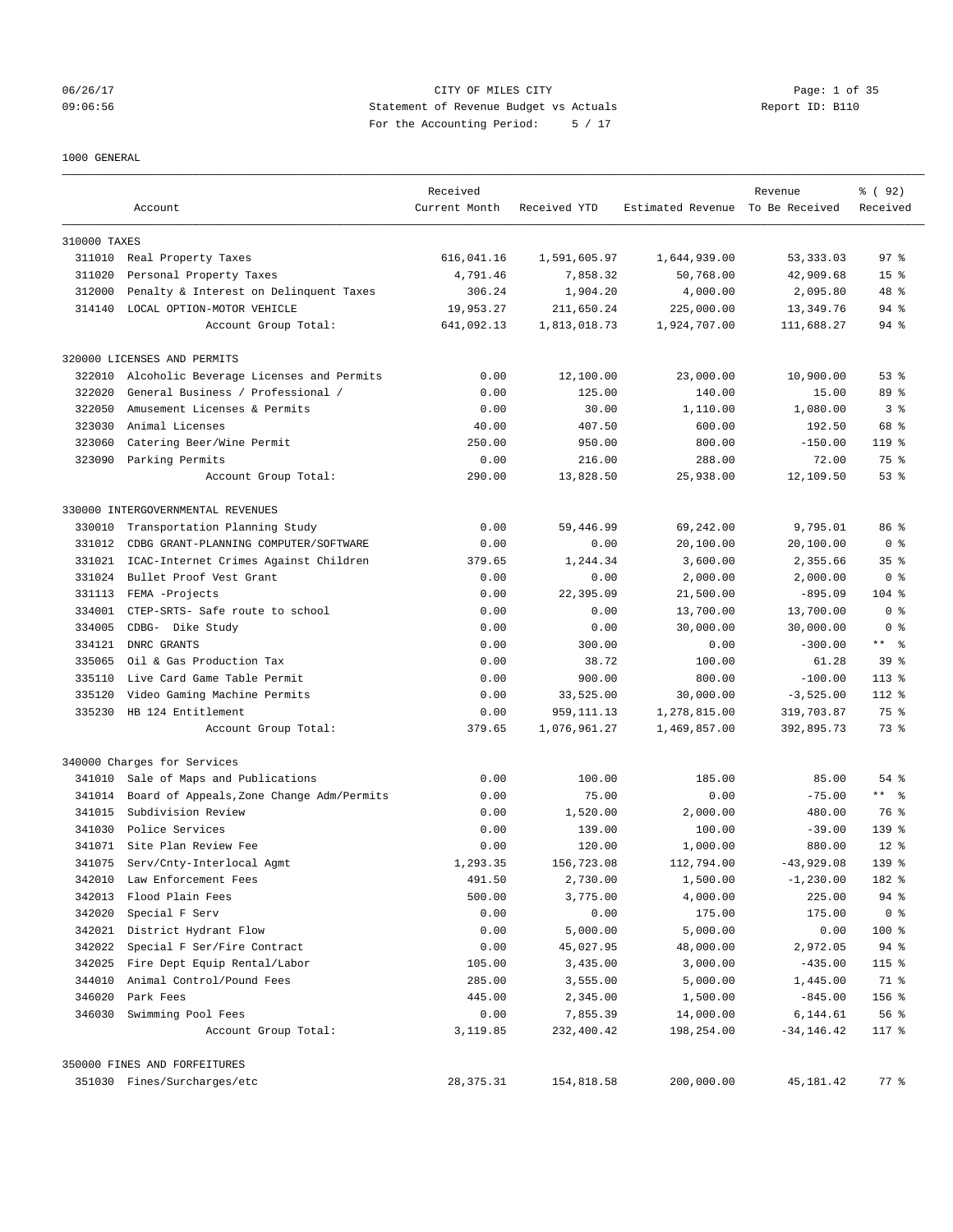CITY OF MILES CITY
Statement of Revenue Budget vs Actuals
For the Accounting Period: 5 / 17

06/26/17
09:06:56

Report ID: B110

1000 GENERAL

| Account | | Received Current Month | Received YTD | Estimated Revenue | Revenue To Be Received | % ( 92) Received |
|---|---|---|---|---|---|---|
| 310000 TAXES | | | | | | |
| 311010 | Real Property Taxes | 616,041.16 | 1,591,605.97 | 1,644,939.00 | 53,333.03 | 97 % |
| 311020 | Personal Property Taxes | 4,791.46 | 7,858.32 | 50,768.00 | 42,909.68 | 15 % |
| 312000 | Penalty & Interest on Delinquent Taxes | 306.24 | 1,904.20 | 4,000.00 | 2,095.80 | 48 % |
| 314140 | LOCAL OPTION-MOTOR VEHICLE | 19,953.27 | 211,650.24 | 225,000.00 | 13,349.76 | 94 % |
| | Account Group Total: | 641,092.13 | 1,813,018.73 | 1,924,707.00 | 111,688.27 | 94 % |
| 320000 LICENSES AND PERMITS | | | | | | |
| 322010 | Alcoholic Beverage Licenses and Permits | 0.00 | 12,100.00 | 23,000.00 | 10,900.00 | 53 % |
| 322020 | General Business / Professional / | 0.00 | 125.00 | 140.00 | 15.00 | 89 % |
| 322050 | Amusement Licenses & Permits | 0.00 | 30.00 | 1,110.00 | 1,080.00 | 3 % |
| 323030 | Animal Licenses | 40.00 | 407.50 | 600.00 | 192.50 | 68 % |
| 323060 | Catering Beer/Wine Permit | 250.00 | 950.00 | 800.00 | -150.00 | 119 % |
| 323090 | Parking Permits | 0.00 | 216.00 | 288.00 | 72.00 | 75 % |
| | Account Group Total: | 290.00 | 13,828.50 | 25,938.00 | 12,109.50 | 53 % |
| 330000 INTERGOVERNMENTAL REVENUES | | | | | | |
| 330010 | Transportation Planning Study | 0.00 | 59,446.99 | 69,242.00 | 9,795.01 | 86 % |
| 331012 | CDBG GRANT-PLANNING COMPUTER/SOFTWARE | 0.00 | 0.00 | 20,100.00 | 20,100.00 | 0 % |
| 331021 | ICAC-Internet Crimes Against Children | 379.65 | 1,244.34 | 3,600.00 | 2,355.66 | 35 % |
| 331024 | Bullet Proof Vest Grant | 0.00 | 0.00 | 2,000.00 | 2,000.00 | 0 % |
| 331113 | FEMA -Projects | 0.00 | 22,395.09 | 21,500.00 | -895.09 | 104 % |
| 334001 | CTEP-SRTS- Safe route to school | 0.00 | 0.00 | 13,700.00 | 13,700.00 | 0 % |
| 334005 | CDBG- Dike Study | 0.00 | 0.00 | 30,000.00 | 30,000.00 | 0 % |
| 334121 | DNRC GRANTS | 0.00 | 300.00 | 0.00 | -300.00 | ** % |
| 335065 | Oil & Gas Production Tax | 0.00 | 38.72 | 100.00 | 61.28 | 39 % |
| 335110 | Live Card Game Table Permit | 0.00 | 900.00 | 800.00 | -100.00 | 113 % |
| 335120 | Video Gaming Machine Permits | 0.00 | 33,525.00 | 30,000.00 | -3,525.00 | 112 % |
| 335230 | HB 124 Entitlement | 0.00 | 959,111.13 | 1,278,815.00 | 319,703.87 | 75 % |
| | Account Group Total: | 379.65 | 1,076,961.27 | 1,469,857.00 | 392,895.73 | 73 % |
| 340000 Charges for Services | | | | | | |
| 341010 | Sale of Maps and Publications | 0.00 | 100.00 | 185.00 | 85.00 | 54 % |
| 341014 | Board of Appeals,Zone Change Adm/Permits | 0.00 | 75.00 | 0.00 | -75.00 | ** % |
| 341015 | Subdivision Review | 0.00 | 1,520.00 | 2,000.00 | 480.00 | 76 % |
| 341030 | Police Services | 0.00 | 139.00 | 100.00 | -39.00 | 139 % |
| 341071 | Site Plan Review Fee | 0.00 | 120.00 | 1,000.00 | 880.00 | 12 % |
| 341075 | Serv/Cnty-Interlocal Agmt | 1,293.35 | 156,723.08 | 112,794.00 | -43,929.08 | 139 % |
| 342010 | Law Enforcement Fees | 491.50 | 2,730.00 | 1,500.00 | -1,230.00 | 182 % |
| 342013 | Flood Plain Fees | 500.00 | 3,775.00 | 4,000.00 | 225.00 | 94 % |
| 342020 | Special F Serv | 0.00 | 0.00 | 175.00 | 175.00 | 0 % |
| 342021 | District Hydrant Flow | 0.00 | 5,000.00 | 5,000.00 | 0.00 | 100 % |
| 342022 | Special F Ser/Fire Contract | 0.00 | 45,027.95 | 48,000.00 | 2,972.05 | 94 % |
| 342025 | Fire Dept Equip Rental/Labor | 105.00 | 3,435.00 | 3,000.00 | -435.00 | 115 % |
| 344010 | Animal Control/Pound Fees | 285.00 | 3,555.00 | 5,000.00 | 1,445.00 | 71 % |
| 346020 | Park Fees | 445.00 | 2,345.00 | 1,500.00 | -845.00 | 156 % |
| 346030 | Swimming Pool Fees | 0.00 | 7,855.39 | 14,000.00 | 6,144.61 | 56 % |
| | Account Group Total: | 3,119.85 | 232,400.42 | 198,254.00 | -34,146.42 | 117 % |
| 350000 FINES AND FORFEITURES | | | | | | |
| 351030 | Fines/Surcharges/etc | 28,375.31 | 154,818.58 | 200,000.00 | 45,181.42 | 77 % |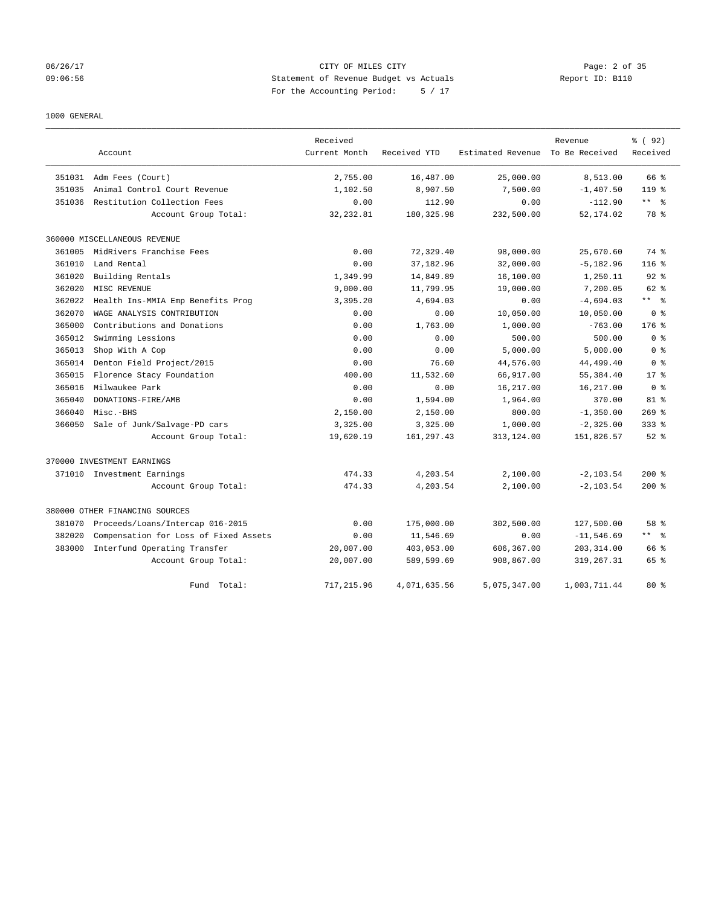CITY OF MILES CITY
Statement of Revenue Budget vs Actuals
For the Accounting Period: 5 / 17

1000 GENERAL

| | Account | Received Current Month | Received YTD | Estimated Revenue | Revenue To Be Received | % ( 92) Received |
|---|---|---|---|---|---|---|
| 351031 | Adm Fees (Court) | 2,755.00 | 16,487.00 | 25,000.00 | 8,513.00 | 66 % |
| 351035 | Animal Control Court Revenue | 1,102.50 | 8,907.50 | 7,500.00 | -1,407.50 | 119 % |
| 351036 | Restitution Collection Fees | 0.00 | 112.90 | 0.00 | -112.90 | ** % |
| | Account Group Total: | 32,232.81 | 180,325.98 | 232,500.00 | 52,174.02 | 78 % |
| 360000 MISCELLANEOUS REVENUE | | | | | | |
| 361005 | MidRivers Franchise Fees | 0.00 | 72,329.40 | 98,000.00 | 25,670.60 | 74 % |
| 361010 | Land Rental | 0.00 | 37,182.96 | 32,000.00 | -5,182.96 | 116 % |
| 361020 | Building Rentals | 1,349.99 | 14,849.89 | 16,100.00 | 1,250.11 | 92 % |
| 362020 | MISC REVENUE | 9,000.00 | 11,799.95 | 19,000.00 | 7,200.05 | 62 % |
| 362022 | Health Ins-MMIA Emp Benefits Prog | 3,395.20 | 4,694.03 | 0.00 | -4,694.03 | ** % |
| 362070 | WAGE ANALYSIS CONTRIBUTION | 0.00 | 0.00 | 10,050.00 | 10,050.00 | 0 % |
| 365000 | Contributions and Donations | 0.00 | 1,763.00 | 1,000.00 | -763.00 | 176 % |
| 365012 | Swimming Lessions | 0.00 | 0.00 | 500.00 | 500.00 | 0 % |
| 365013 | Shop With A Cop | 0.00 | 0.00 | 5,000.00 | 5,000.00 | 0 % |
| 365014 | Denton Field Project/2015 | 0.00 | 76.60 | 44,576.00 | 44,499.40 | 0 % |
| 365015 | Florence Stacy Foundation | 400.00 | 11,532.60 | 66,917.00 | 55,384.40 | 17 % |
| 365016 | Milwaukee Park | 0.00 | 0.00 | 16,217.00 | 16,217.00 | 0 % |
| 365040 | DONATIONS-FIRE/AMB | 0.00 | 1,594.00 | 1,964.00 | 370.00 | 81 % |
| 366040 | Misc.-BHS | 2,150.00 | 2,150.00 | 800.00 | -1,350.00 | 269 % |
| 366050 | Sale of Junk/Salvage-PD cars | 3,325.00 | 3,325.00 | 1,000.00 | -2,325.00 | 333 % |
| | Account Group Total: | 19,620.19 | 161,297.43 | 313,124.00 | 151,826.57 | 52 % |
| 370000 INVESTMENT EARNINGS | | | | | | |
| 371010 | Investment Earnings | 474.33 | 4,203.54 | 2,100.00 | -2,103.54 | 200 % |
| | Account Group Total: | 474.33 | 4,203.54 | 2,100.00 | -2,103.54 | 200 % |
| 380000 OTHER FINANCING SOURCES | | | | | | |
| 381070 | Proceeds/Loans/Intercap 016-2015 | 0.00 | 175,000.00 | 302,500.00 | 127,500.00 | 58 % |
| 382020 | Compensation for Loss of Fixed Assets | 0.00 | 11,546.69 | 0.00 | -11,546.69 | ** % |
| 383000 | Interfund Operating Transfer | 20,007.00 | 403,053.00 | 606,367.00 | 203,314.00 | 66 % |
| | Account Group Total: | 20,007.00 | 589,599.69 | 908,867.00 | 319,267.31 | 65 % |
| | Fund Total: | 717,215.96 | 4,071,635.56 | 5,075,347.00 | 1,003,711.44 | 80 % |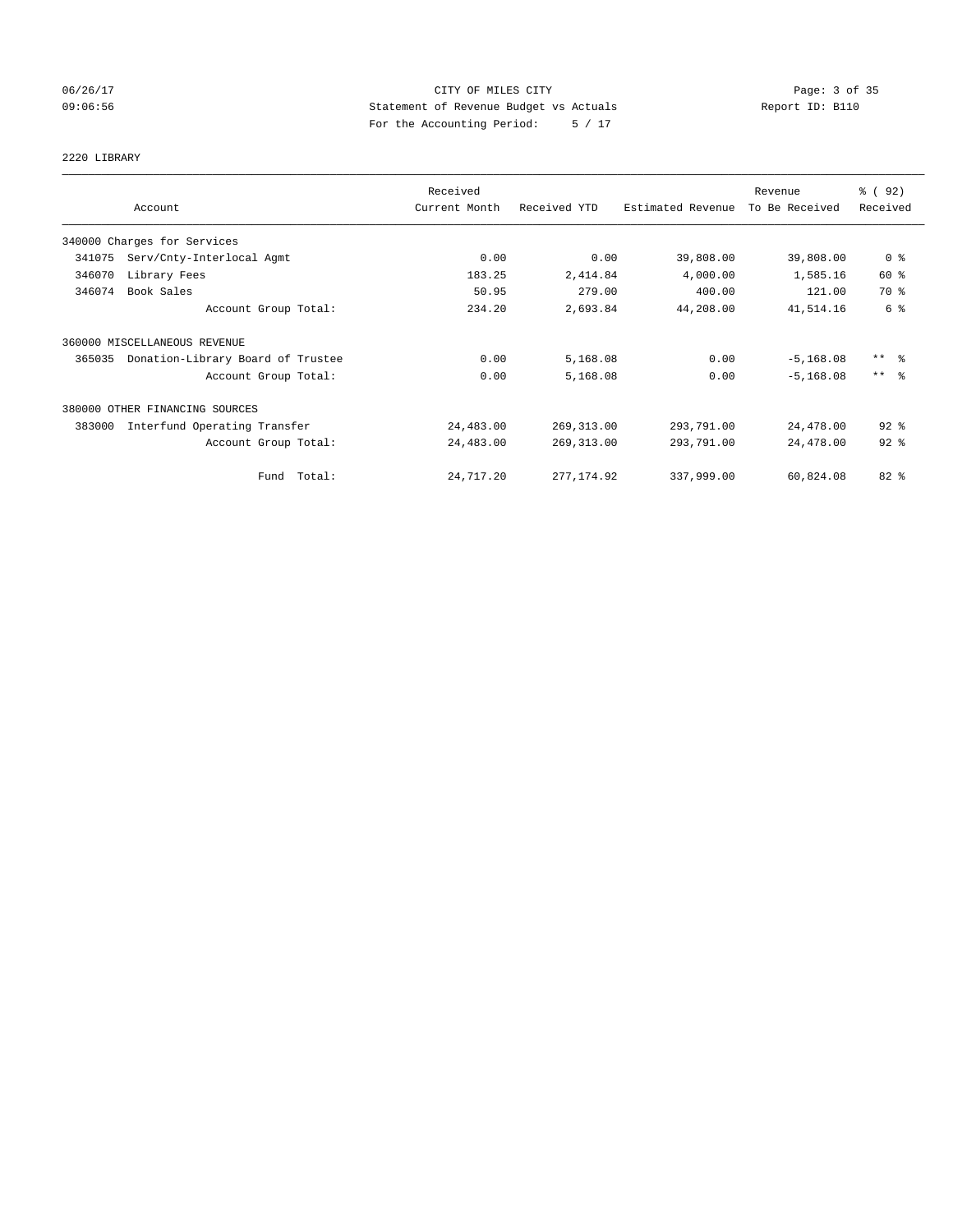CITY OF MILES CITY
Statement of Revenue Budget vs Actuals
For the Accounting Period: 5 / 17

06/26/17
09:06:56

Report ID: B110

2220 LIBRARY

| Account | Received Current Month | Received YTD | Estimated Revenue | Revenue To Be Received | % ( 92) Received |
|---|---|---|---|---|---|
| 340000 Charges for Services | | | | | |
| 341075 Serv/Cnty-Interlocal Agmt | 0.00 | 0.00 | 39,808.00 | 39,808.00 | 0 % |
| 346070 Library Fees | 183.25 | 2,414.84 | 4,000.00 | 1,585.16 | 60 % |
| 346074 Book Sales | 50.95 | 279.00 | 400.00 | 121.00 | 70 % |
| Account Group Total: | 234.20 | 2,693.84 | 44,208.00 | 41,514.16 | 6 % |
| 360000 MISCELLANEOUS REVENUE | | | | | |
| 365035 Donation-Library Board of Trustee | 0.00 | 5,168.08 | 0.00 | -5,168.08 | ** % |
| Account Group Total: | 0.00 | 5,168.08 | 0.00 | -5,168.08 | ** % |
| 380000 OTHER FINANCING SOURCES | | | | | |
| 383000 Interfund Operating Transfer | 24,483.00 | 269,313.00 | 293,791.00 | 24,478.00 | 92 % |
| Account Group Total: | 24,483.00 | 269,313.00 | 293,791.00 | 24,478.00 | 92 % |
| Fund Total: | 24,717.20 | 277,174.92 | 337,999.00 | 60,824.08 | 82 % |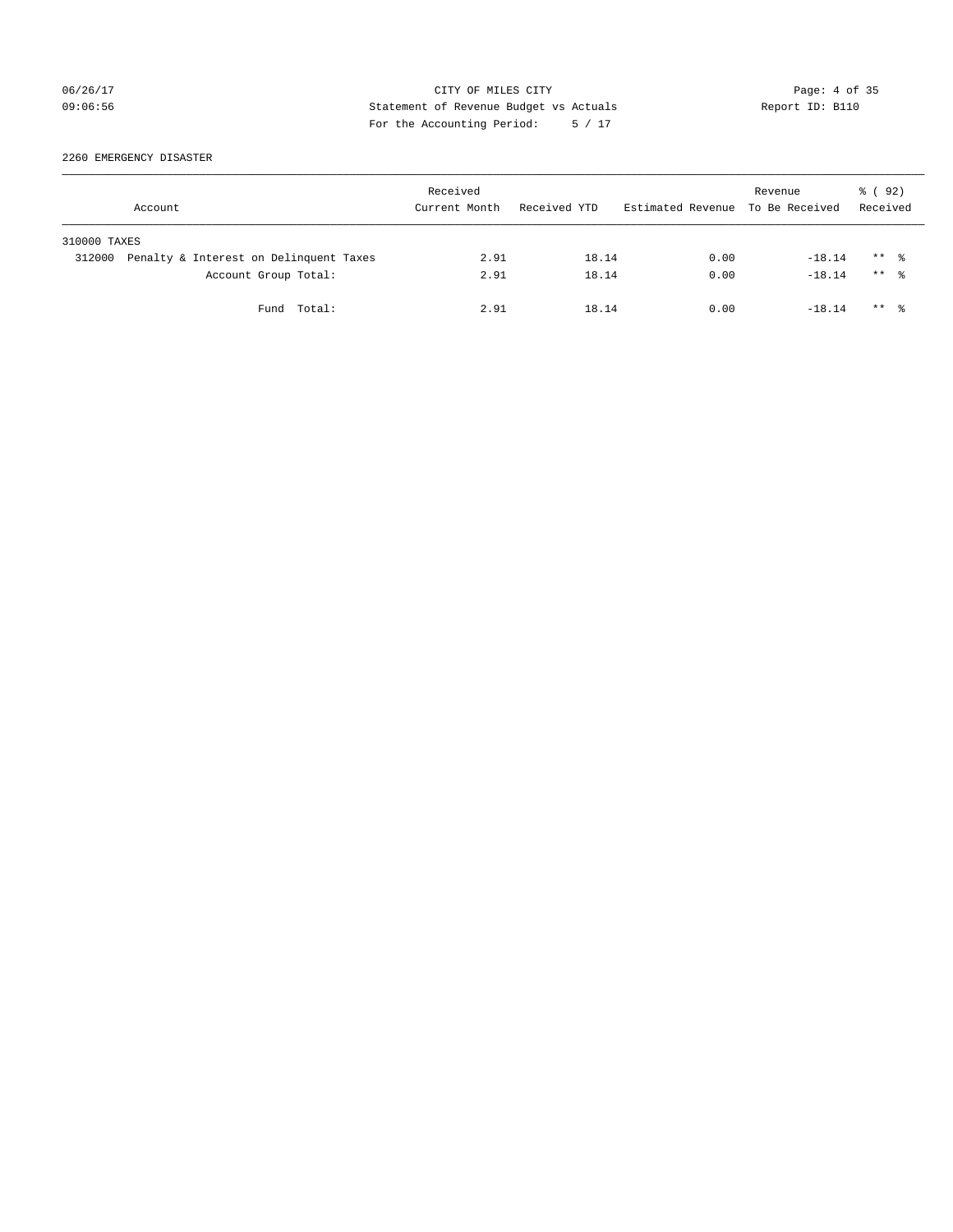CITY OF MILES CITY
Statement of Revenue Budget vs Actuals
For the Accounting Period: 5 / 17

06/26/17
09:06:56

Report ID: B110

2260 EMERGENCY DISASTER

| Account | Received Current Month | Received YTD | Estimated Revenue | Revenue To Be Received | % ( 92) Received |
|---|---|---|---|---|---|
| 310000 TAXES | | | | | |
| 312000 Penalty & Interest on Delinquent Taxes | 2.91 | 18.14 | 0.00 | -18.14 | ** % |
| Account Group Total: | 2.91 | 18.14 | 0.00 | -18.14 | ** % |
| Fund Total: | 2.91 | 18.14 | 0.00 | -18.14 | ** % |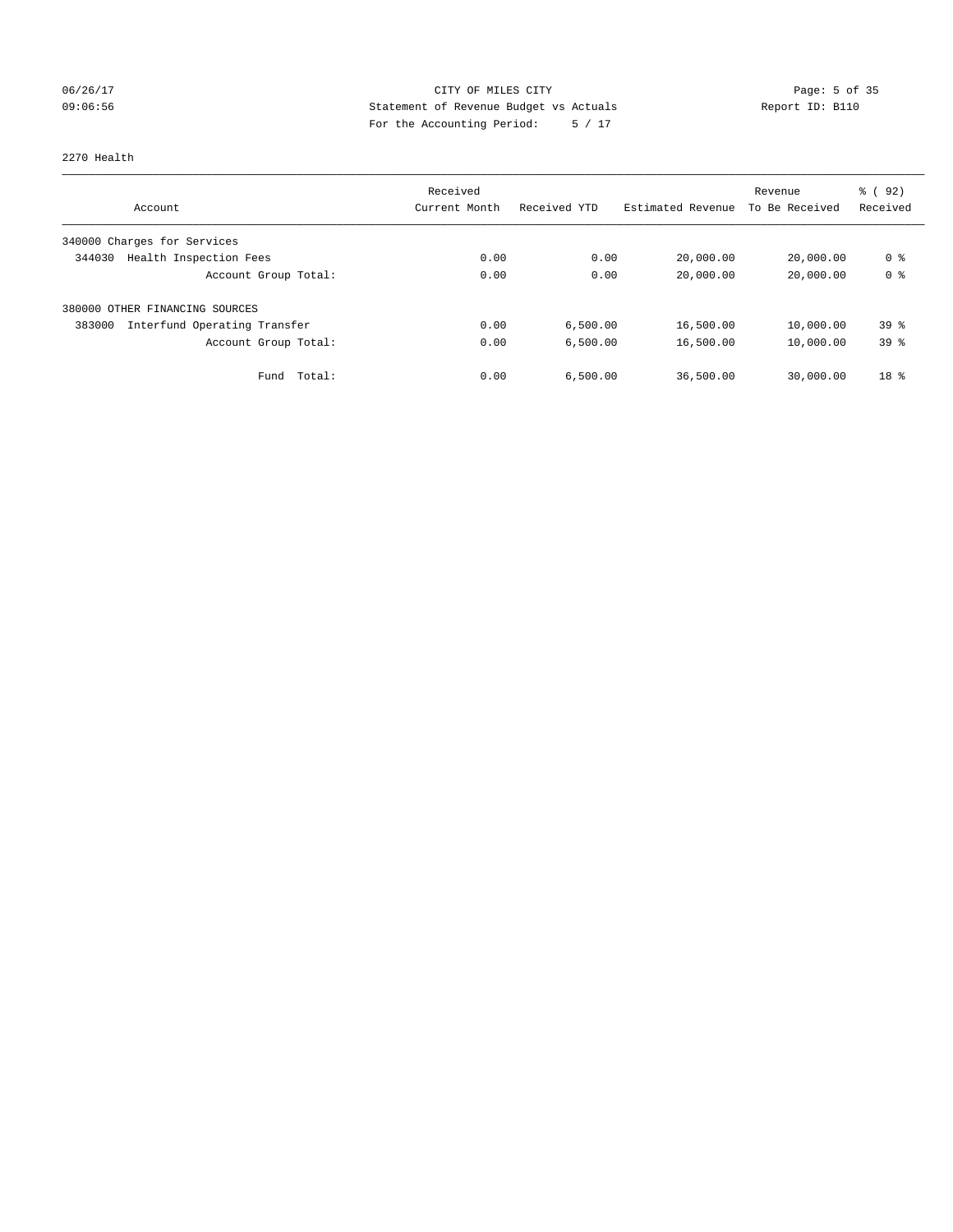CITY OF MILES CITY

Statement of Revenue Budget vs Actuals

For the Accounting Period: 5 / 17

06/26/17
09:06:56

Report ID: B110

2270 Health

| Account | Received Current Month | Received YTD | Estimated Revenue | Revenue To Be Received | % ( 92) Received |
|---|---|---|---|---|---|
| 340000 Charges for Services | | | | | |
| 344030 Health Inspection Fees | 0.00 | 0.00 | 20,000.00 | 20,000.00 | 0 % |
| Account Group Total: | 0.00 | 0.00 | 20,000.00 | 20,000.00 | 0 % |
| 380000 OTHER FINANCING SOURCES | | | | | |
| 383000 Interfund Operating Transfer | 0.00 | 6,500.00 | 16,500.00 | 10,000.00 | 39 % |
| Account Group Total: | 0.00 | 6,500.00 | 16,500.00 | 10,000.00 | 39 % |
| Fund Total: | 0.00 | 6,500.00 | 36,500.00 | 30,000.00 | 18 % |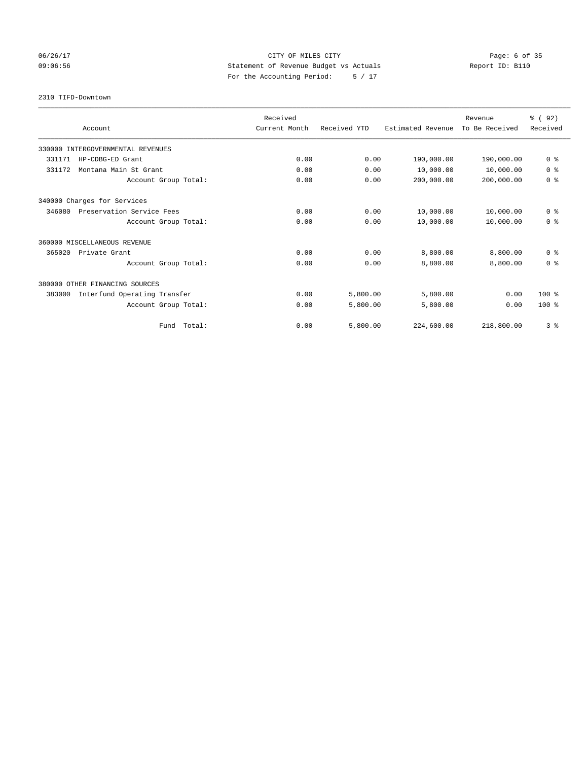CITY OF MILES CITY
Statement of Revenue Budget vs Actuals
For the Accounting Period: 5 / 17

06/26/17
09:06:56

Report ID: B110

2310 TIFD-Downtown

| Account | Received Current Month | Received YTD | Estimated Revenue | Revenue To Be Received | % ( 92) Received |
|---|---|---|---|---|---|
| 330000 INTERGOVERNMENTAL REVENUES | | | | | |
| 331171 HP-CDBG-ED Grant | 0.00 | 0.00 | 190,000.00 | 190,000.00 | 0 % |
| 331172 Montana Main St Grant | 0.00 | 0.00 | 10,000.00 | 10,000.00 | 0 % |
| Account Group Total: | 0.00 | 0.00 | 200,000.00 | 200,000.00 | 0 % |
| 340000 Charges for Services | | | | | |
| 346080 Preservation Service Fees | 0.00 | 0.00 | 10,000.00 | 10,000.00 | 0 % |
| Account Group Total: | 0.00 | 0.00 | 10,000.00 | 10,000.00 | 0 % |
| 360000 MISCELLANEOUS REVENUE | | | | | |
| 365020 Private Grant | 0.00 | 0.00 | 8,800.00 | 8,800.00 | 0 % |
| Account Group Total: | 0.00 | 0.00 | 8,800.00 | 8,800.00 | 0 % |
| 380000 OTHER FINANCING SOURCES | | | | | |
| 383000 Interfund Operating Transfer | 0.00 | 5,800.00 | 5,800.00 | 0.00 | 100 % |
| Account Group Total: | 0.00 | 5,800.00 | 5,800.00 | 0.00 | 100 % |
| Fund Total: | 0.00 | 5,800.00 | 224,600.00 | 218,800.00 | 3 % |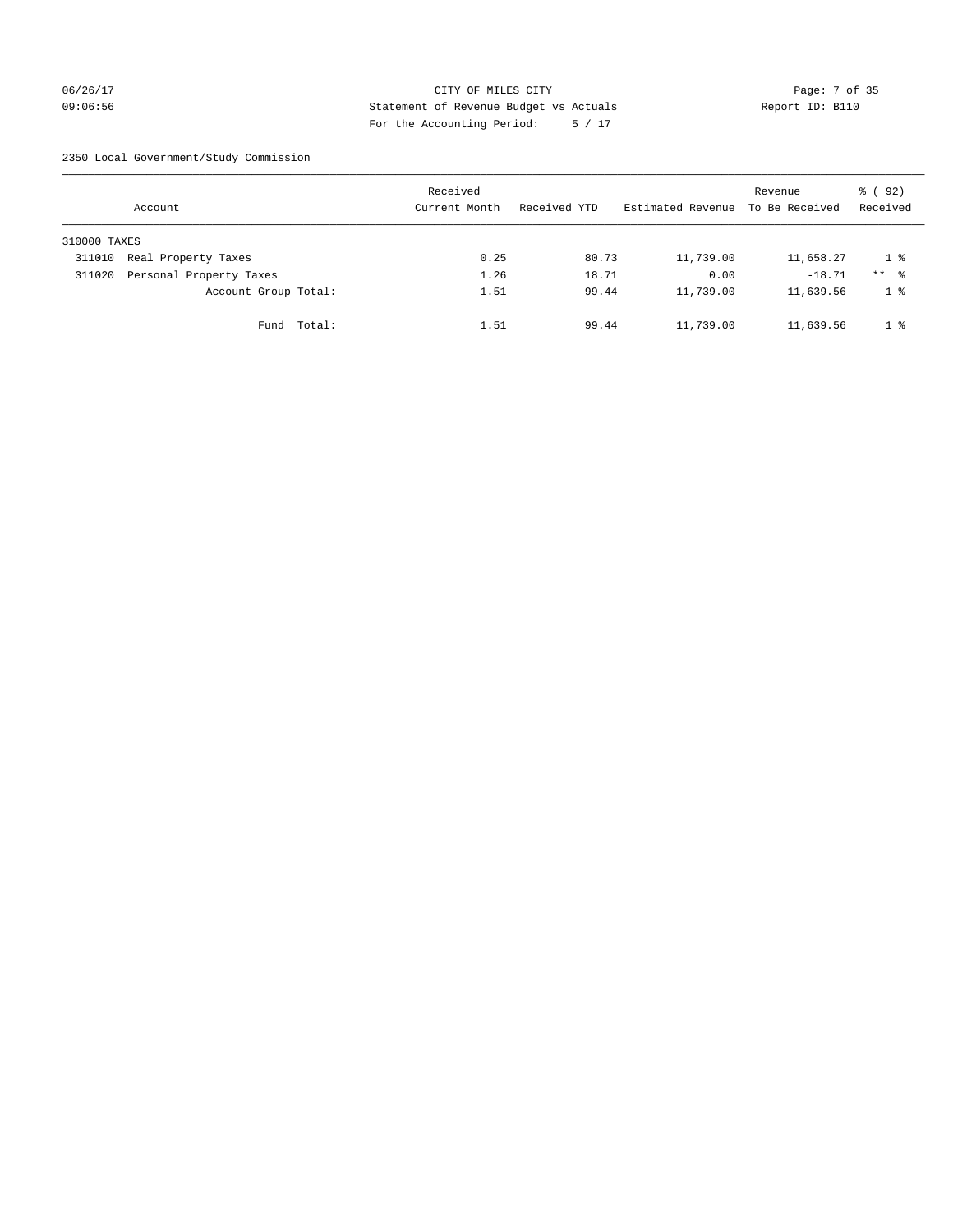CITY OF MILES CITY

Statement of Revenue Budget vs Actuals

For the Accounting Period: 5 / 17

06/26/17 09:06:56 — Report ID: B110

2350 Local Government/Study Commission

| Account | Received Current Month | Received YTD | Estimated Revenue | Revenue To Be Received | % ( 92) Received |
|---|---|---|---|---|---|
| 310000 TAXES | | | | | |
| 311010 Real Property Taxes | 0.25 | 80.73 | 11,739.00 | 11,658.27 | 1 % |
| 311020 Personal Property Taxes | 1.26 | 18.71 | 0.00 | -18.71 | ** % |
| Account Group Total: | 1.51 | 99.44 | 11,739.00 | 11,639.56 | 1 % |
| Fund Total: | 1.51 | 99.44 | 11,739.00 | 11,639.56 | 1 % |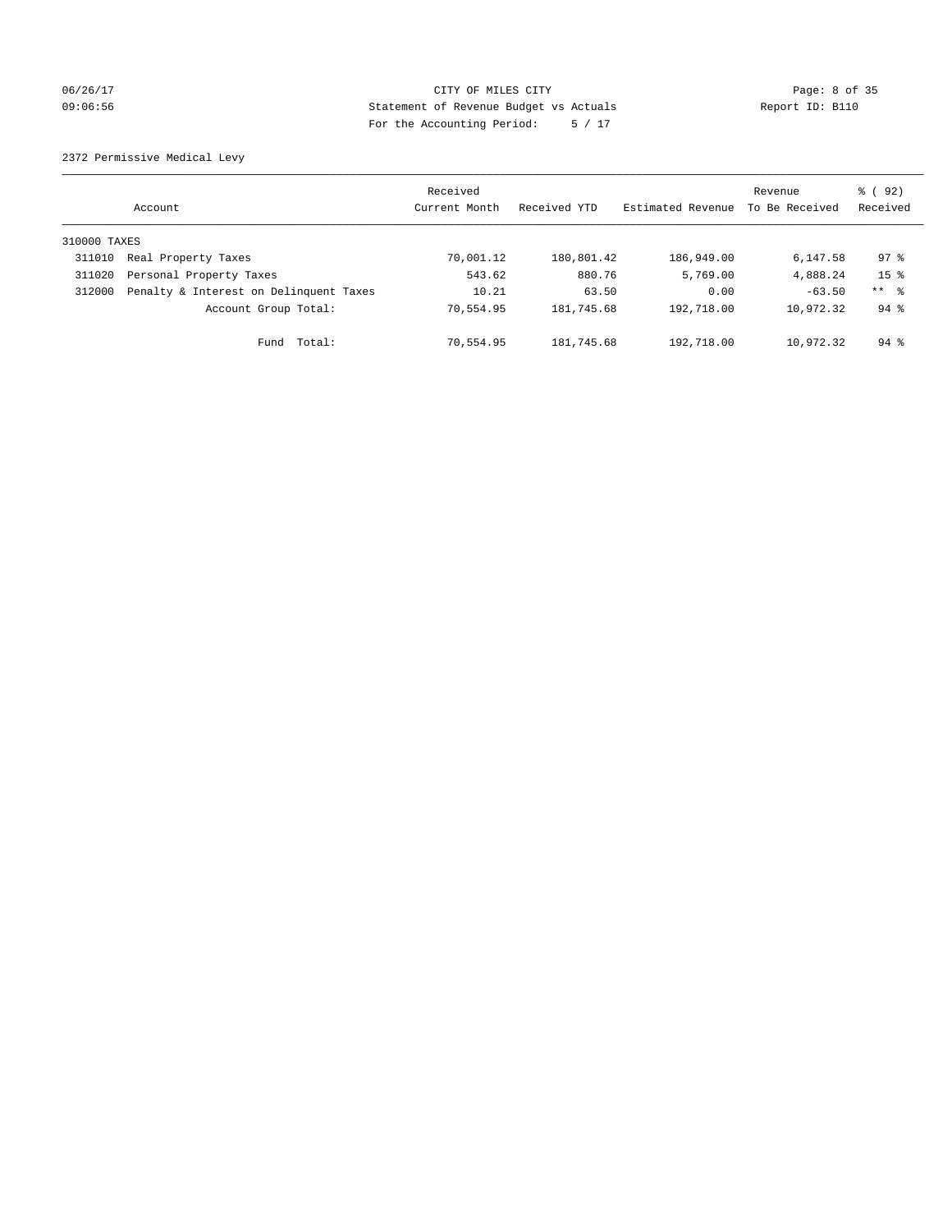CITY OF MILES CITY
Statement of Revenue Budget vs Actuals
For the Accounting Period: 5 / 17

06/26/17
09:06:56

Report ID: B110

2372 Permissive Medical Levy

| Account | | Received Current Month | Received YTD | Estimated Revenue | Revenue To Be Received | % ( 92) Received |
|---|---|---|---|---|---|---|
| 310000 TAXES | | | | | | |
| 311010 | Real Property Taxes | 70,001.12 | 180,801.42 | 186,949.00 | 6,147.58 | 97 % |
| 311020 | Personal Property Taxes | 543.62 | 880.76 | 5,769.00 | 4,888.24 | 15 % |
| 312000 | Penalty & Interest on Delinquent Taxes | 10.21 | 63.50 | 0.00 | -63.50 | ** % |
| | Account Group Total: | 70,554.95 | 181,745.68 | 192,718.00 | 10,972.32 | 94 % |
| | Fund Total: | 70,554.95 | 181,745.68 | 192,718.00 | 10,972.32 | 94 % |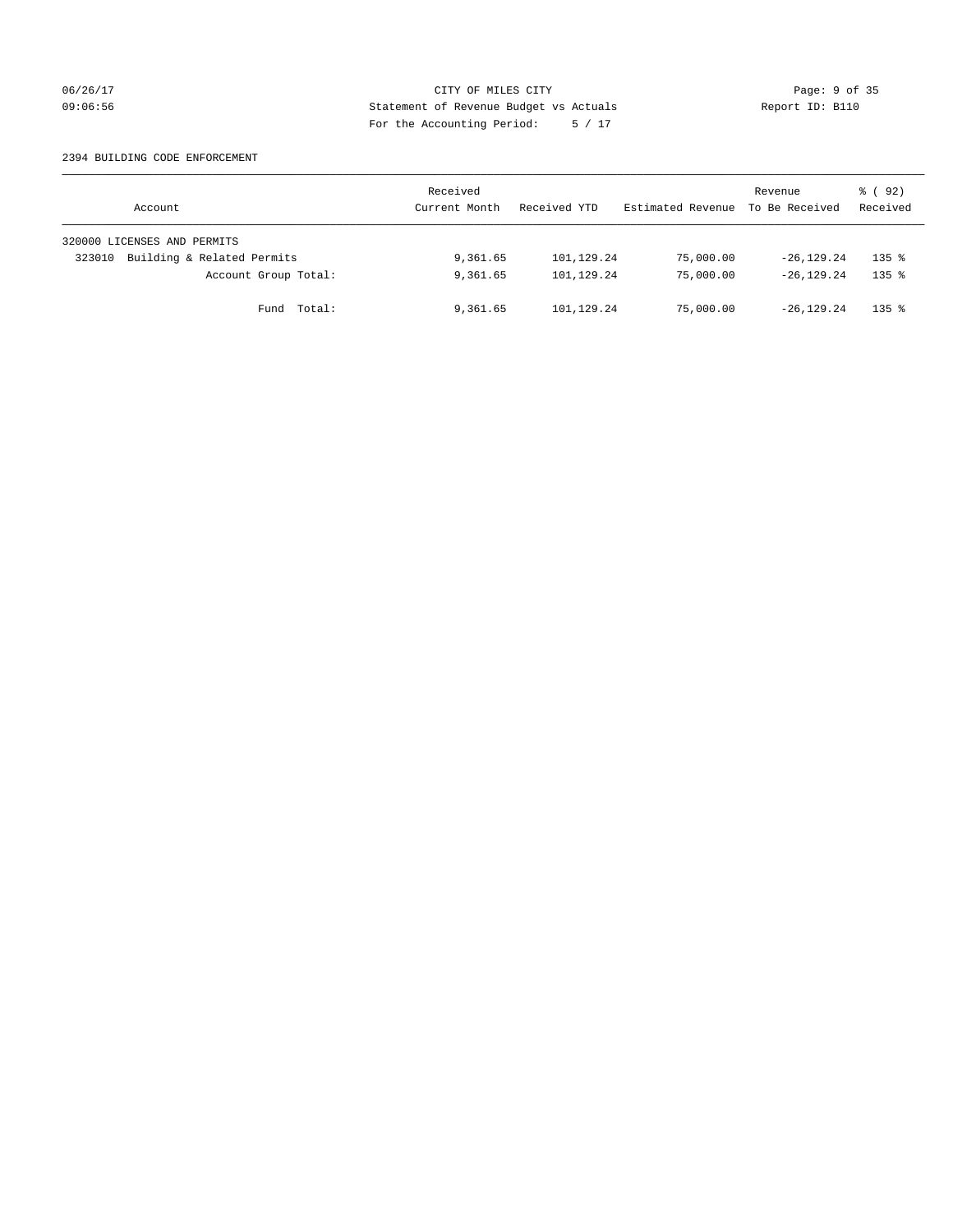CITY OF MILES CITY
Statement of Revenue Budget vs Actuals
For the Accounting Period: 5 / 17

06/26/17
09:06:56

Report ID: B110

2394 BUILDING CODE ENFORCEMENT

| Account | Received Current Month | Received YTD | Estimated Revenue | Revenue To Be Received | % ( 92) Received |
|---|---|---|---|---|---|
| 320000 LICENSES AND PERMITS | | | | | |
| 323010 Building & Related Permits | 9,361.65 | 101,129.24 | 75,000.00 | -26,129.24 | 135 % |
| Account Group Total: | 9,361.65 | 101,129.24 | 75,000.00 | -26,129.24 | 135 % |
| Fund Total: | 9,361.65 | 101,129.24 | 75,000.00 | -26,129.24 | 135 % |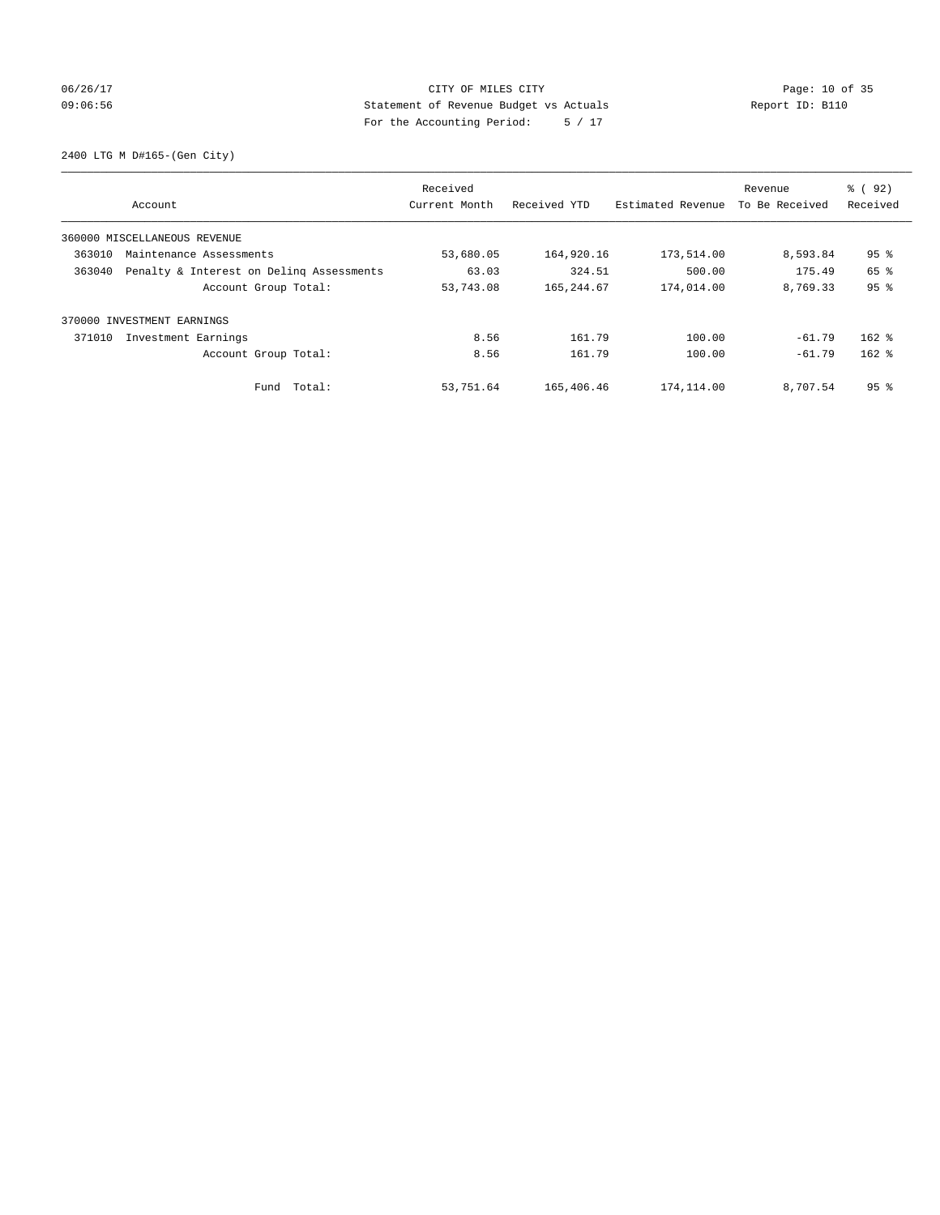CITY OF MILES CITY
Statement of Revenue Budget vs Actuals
For the Accounting Period: 5 / 17

06/26/17 09:06:56 Report ID: B110

2400 LTG M D#165-(Gen City)

| Account | Received Current Month | Received YTD | Estimated Revenue | Revenue To Be Received | % ( 92) Received |
|---|---|---|---|---|---|
| 360000 MISCELLANEOUS REVENUE | | | | | |
| 363010 Maintenance Assessments | 53,680.05 | 164,920.16 | 173,514.00 | 8,593.84 | 95 % |
| 363040 Penalty & Interest on Delinq Assessments | 63.03 | 324.51 | 500.00 | 175.49 | 65 % |
| Account Group Total: | 53,743.08 | 165,244.67 | 174,014.00 | 8,769.33 | 95 % |
| 370000 INVESTMENT EARNINGS | | | | | |
| 371010 Investment Earnings | 8.56 | 161.79 | 100.00 | -61.79 | 162 % |
| Account Group Total: | 8.56 | 161.79 | 100.00 | -61.79 | 162 % |
| Fund Total: | 53,751.64 | 165,406.46 | 174,114.00 | 8,707.54 | 95 % |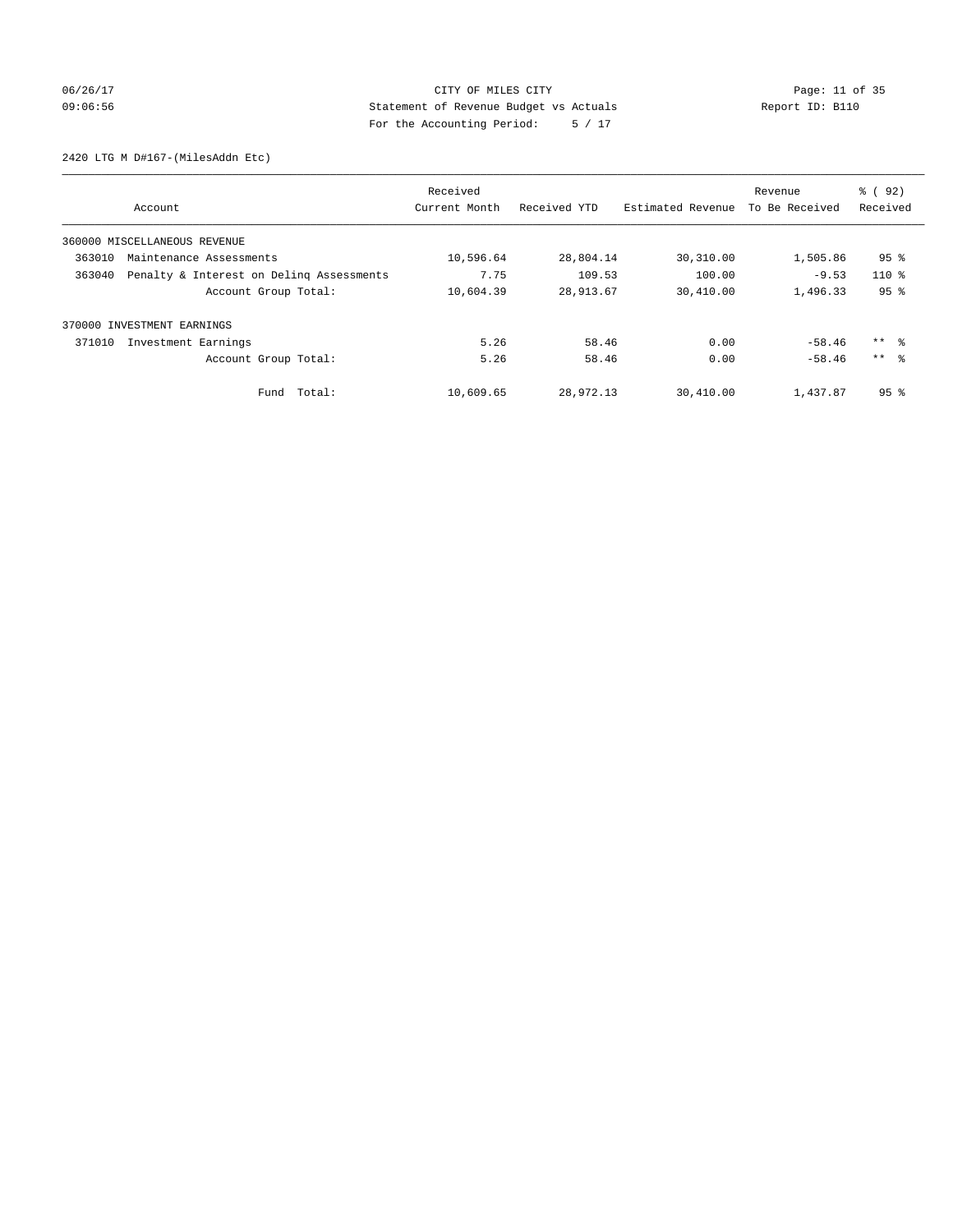CITY OF MILES CITY
Statement of Revenue Budget vs Actuals
For the Accounting Period: 5 / 17

06/26/17
09:06:56

Report ID: B110

2420 LTG M D#167-(MilesAddn Etc)

| Account | Received Current Month | Received YTD | Estimated Revenue | Revenue To Be Received | % ( 92) Received |
|---|---|---|---|---|---|
| 360000 MISCELLANEOUS REVENUE | | | | | |
| 363010 Maintenance Assessments | 10,596.64 | 28,804.14 | 30,310.00 | 1,505.86 | 95 % |
| 363040 Penalty & Interest on Delinq Assessments | 7.75 | 109.53 | 100.00 | -9.53 | 110 % |
| Account Group Total: | 10,604.39 | 28,913.67 | 30,410.00 | 1,496.33 | 95 % |
| 370000 INVESTMENT EARNINGS | | | | | |
| 371010 Investment Earnings | 5.26 | 58.46 | 0.00 | -58.46 | ** % |
| Account Group Total: | 5.26 | 58.46 | 0.00 | -58.46 | ** % |
| Fund Total: | 10,609.65 | 28,972.13 | 30,410.00 | 1,437.87 | 95 % |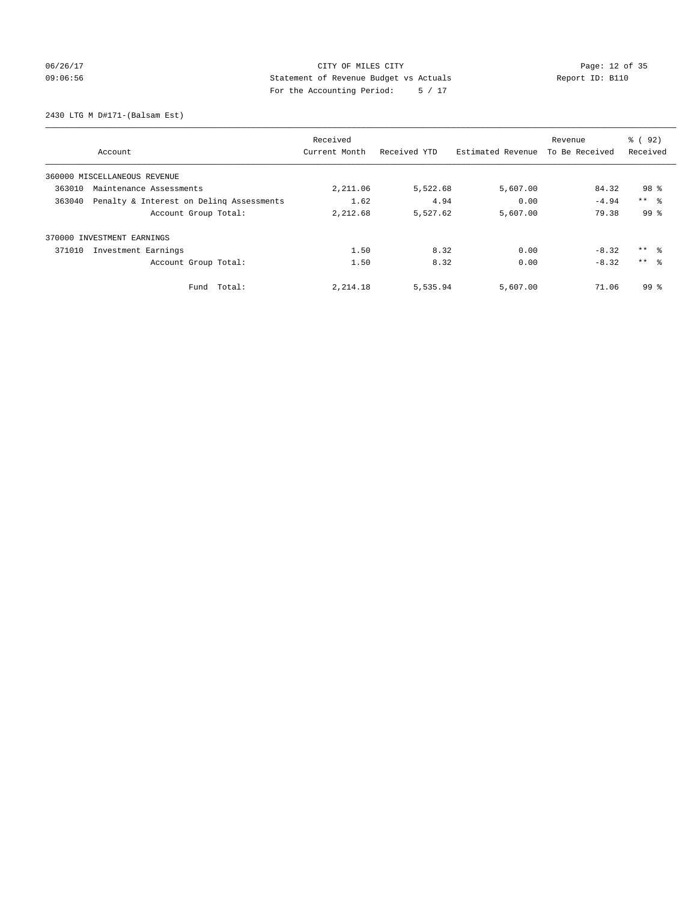CITY OF MILES CITY
Statement of Revenue Budget vs Actuals
For the Accounting Period: 5 / 17

06/26/17
09:06:56

Report ID: B110

2430 LTG M D#171-(Balsam Est)

| Account | Received Current Month | Received YTD | Estimated Revenue | Revenue To Be Received | % ( 92) Received |
|---|---|---|---|---|---|
| 360000 MISCELLANEOUS REVENUE | | | | | |
| 363010 Maintenance Assessments | 2,211.06 | 5,522.68 | 5,607.00 | 84.32 | 98 % |
| 363040 Penalty & Interest on Delinq Assessments | 1.62 | 4.94 | 0.00 | -4.94 | ** % |
| Account Group Total: | 2,212.68 | 5,527.62 | 5,607.00 | 79.38 | 99 % |
| 370000 INVESTMENT EARNINGS | | | | | |
| 371010 Investment Earnings | 1.50 | 8.32 | 0.00 | -8.32 | ** % |
| Account Group Total: | 1.50 | 8.32 | 0.00 | -8.32 | ** % |
| Fund Total: | 2,214.18 | 5,535.94 | 5,607.00 | 71.06 | 99 % |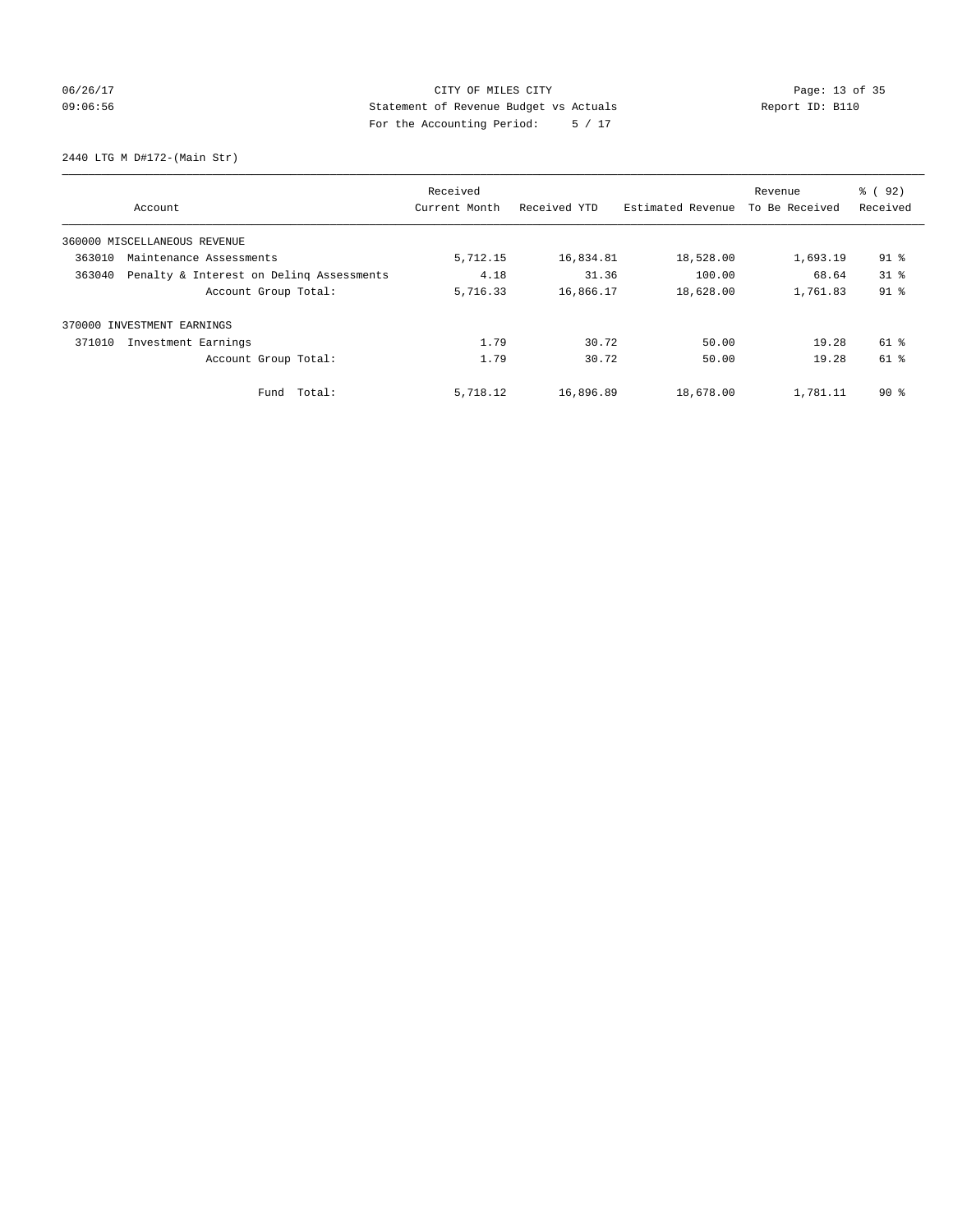CITY OF MILES CITY
Statement of Revenue Budget vs Actuals
For the Accounting Period: 5 / 17

06/26/17
09:06:56

Report ID: B110

2440 LTG M D#172-(Main Str)

| Account | Received Current Month | Received YTD | Estimated Revenue | Revenue To Be Received | % ( 92) Received |
|---|---|---|---|---|---|
| 360000 MISCELLANEOUS REVENUE | | | | | |
| 363010 Maintenance Assessments | 5,712.15 | 16,834.81 | 18,528.00 | 1,693.19 | 91 % |
| 363040 Penalty & Interest on Delinq Assessments | 4.18 | 31.36 | 100.00 | 68.64 | 31 % |
| Account Group Total: | 5,716.33 | 16,866.17 | 18,628.00 | 1,761.83 | 91 % |
| 370000 INVESTMENT EARNINGS | | | | | |
| 371010 Investment Earnings | 1.79 | 30.72 | 50.00 | 19.28 | 61 % |
| Account Group Total: | 1.79 | 30.72 | 50.00 | 19.28 | 61 % |
| Fund Total: | 5,718.12 | 16,896.89 | 18,678.00 | 1,781.11 | 90 % |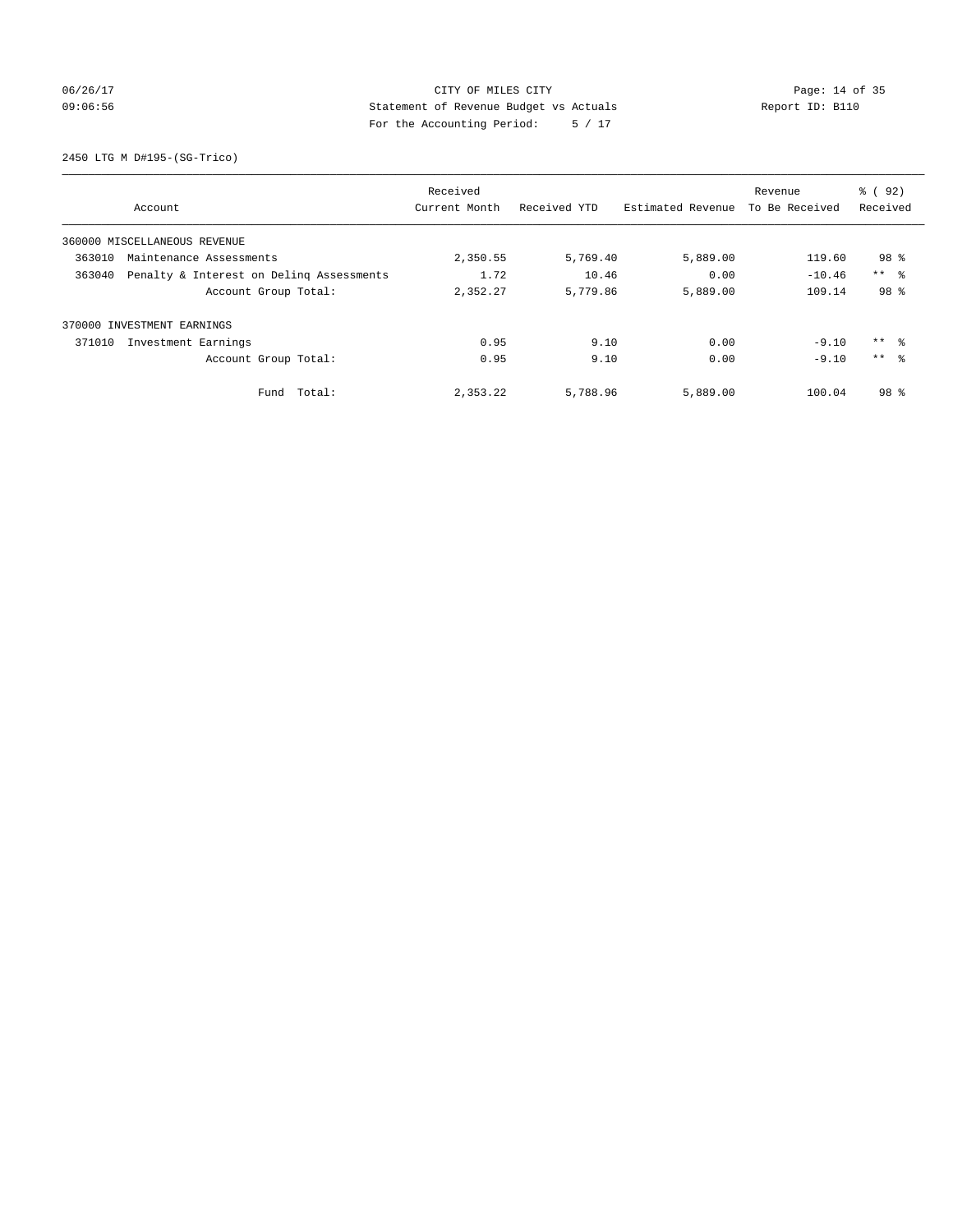CITY OF MILES CITY
Statement of Revenue Budget vs Actuals
For the Accounting Period: 5 / 17

06/26/17
09:06:56

Report ID: B110

2450 LTG M D#195-(SG-Trico)

| Account | Received Current Month | Received YTD | Estimated Revenue | Revenue To Be Received | % ( 92) Received |
|---|---|---|---|---|---|
| 360000 MISCELLANEOUS REVENUE | | | | | |
| 363010 Maintenance Assessments | 2,350.55 | 5,769.40 | 5,889.00 | 119.60 | 98 % |
| 363040 Penalty & Interest on Delinq Assessments | 1.72 | 10.46 | 0.00 | -10.46 | ** % |
| Account Group Total: | 2,352.27 | 5,779.86 | 5,889.00 | 109.14 | 98 % |
| 370000 INVESTMENT EARNINGS | | | | | |
| 371010 Investment Earnings | 0.95 | 9.10 | 0.00 | -9.10 | ** % |
| Account Group Total: | 0.95 | 9.10 | 0.00 | -9.10 | ** % |
| Fund Total: | 2,353.22 | 5,788.96 | 5,889.00 | 100.04 | 98 % |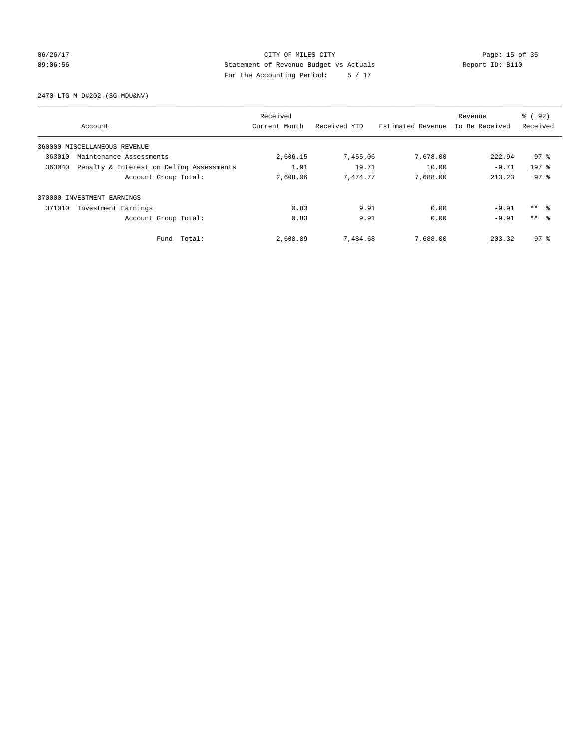CITY OF MILES CITY
Statement of Revenue Budget vs Actuals
For the Accounting Period: 5 / 17

06/26/17
09:06:56

Report ID: B110

2470 LTG M D#202-(SG-MDU&NV)

| Account | Received Current Month | Received YTD | Estimated Revenue | Revenue To Be Received | % ( 92) Received |
|---|---|---|---|---|---|
| 360000 MISCELLANEOUS REVENUE | | | | | |
| 363010 Maintenance Assessments | 2,606.15 | 7,455.06 | 7,678.00 | 222.94 | 97 % |
| 363040 Penalty & Interest on Delinq Assessments | 1.91 | 19.71 | 10.00 | -9.71 | 197 % |
| Account Group Total: | 2,608.06 | 7,474.77 | 7,688.00 | 213.23 | 97 % |
| 370000 INVESTMENT EARNINGS | | | | | |
| 371010 Investment Earnings | 0.83 | 9.91 | 0.00 | -9.91 | ** % |
| Account Group Total: | 0.83 | 9.91 | 0.00 | -9.91 | ** % |
| Fund Total: | 2,608.89 | 7,484.68 | 7,688.00 | 203.32 | 97 % |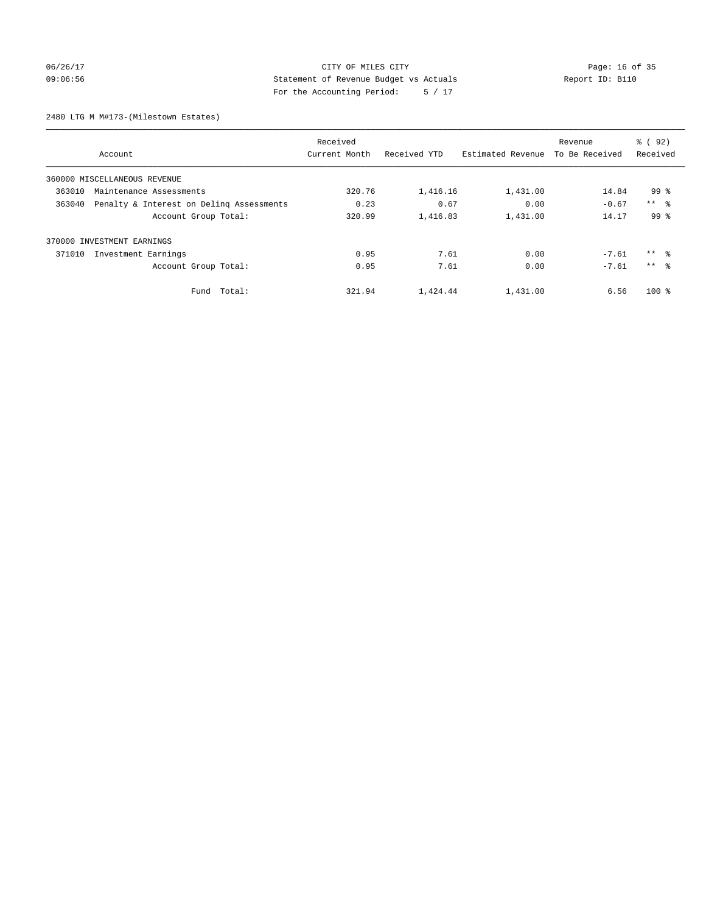CITY OF MILES CITY
Statement of Revenue Budget vs Actuals
For the Accounting Period: 5 / 17

06/26/17 09:06:56 — Report ID: B110

2480 LTG M M#173-(Milestown Estates)

| Account | | Received Current Month | Received YTD | Estimated Revenue | Revenue To Be Received | % ( 92) Received |
|---|---|---|---|---|---|---|
| 360000 MISCELLANEOUS REVENUE | | | | | | |
| 363010 | Maintenance Assessments | 320.76 | 1,416.16 | 1,431.00 | 14.84 | 99 % |
| 363040 | Penalty & Interest on Delinq Assessments | 0.23 | 0.67 | 0.00 | -0.67 | ** % |
| | Account Group Total: | 320.99 | 1,416.83 | 1,431.00 | 14.17 | 99 % |
| 370000 INVESTMENT EARNINGS | | | | | | |
| 371010 | Investment Earnings | 0.95 | 7.61 | 0.00 | -7.61 | ** % |
| | Account Group Total: | 0.95 | 7.61 | 0.00 | -7.61 | ** % |
| | Fund Total: | 321.94 | 1,424.44 | 1,431.00 | 6.56 | 100 % |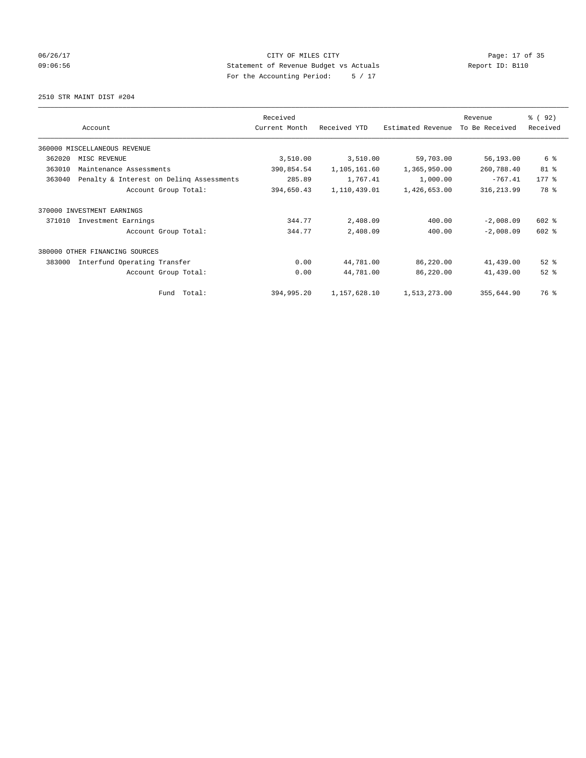CITY OF MILES CITY
Statement of Revenue Budget vs Actuals
For the Accounting Period: 5 / 17

06/26/17 09:06:56 — Report ID: B110

2510 STR MAINT DIST #204

| Account | | Received Current Month | Received YTD | Estimated Revenue | Revenue To Be Received | % ( 92) Received |
|---|---|---|---|---|---|---|
| 360000 MISCELLANEOUS REVENUE | | | | | | |
| 362020 | MISC REVENUE | 3,510.00 | 3,510.00 | 59,703.00 | 56,193.00 | 6 % |
| 363010 | Maintenance Assessments | 390,854.54 | 1,105,161.60 | 1,365,950.00 | 260,788.40 | 81 % |
| 363040 | Penalty & Interest on Delinq Assessments | 285.89 | 1,767.41 | 1,000.00 | -767.41 | 177 % |
| | Account Group Total: | 394,650.43 | 1,110,439.01 | 1,426,653.00 | 316,213.99 | 78 % |
| 370000 INVESTMENT EARNINGS | | | | | | |
| 371010 | Investment Earnings | 344.77 | 2,408.09 | 400.00 | -2,008.09 | 602 % |
| | Account Group Total: | 344.77 | 2,408.09 | 400.00 | -2,008.09 | 602 % |
| 380000 OTHER FINANCING SOURCES | | | | | | |
| 383000 | Interfund Operating Transfer | 0.00 | 44,781.00 | 86,220.00 | 41,439.00 | 52 % |
| | Account Group Total: | 0.00 | 44,781.00 | 86,220.00 | 41,439.00 | 52 % |
| | Fund Total: | 394,995.20 | 1,157,628.10 | 1,513,273.00 | 355,644.90 | 76 % |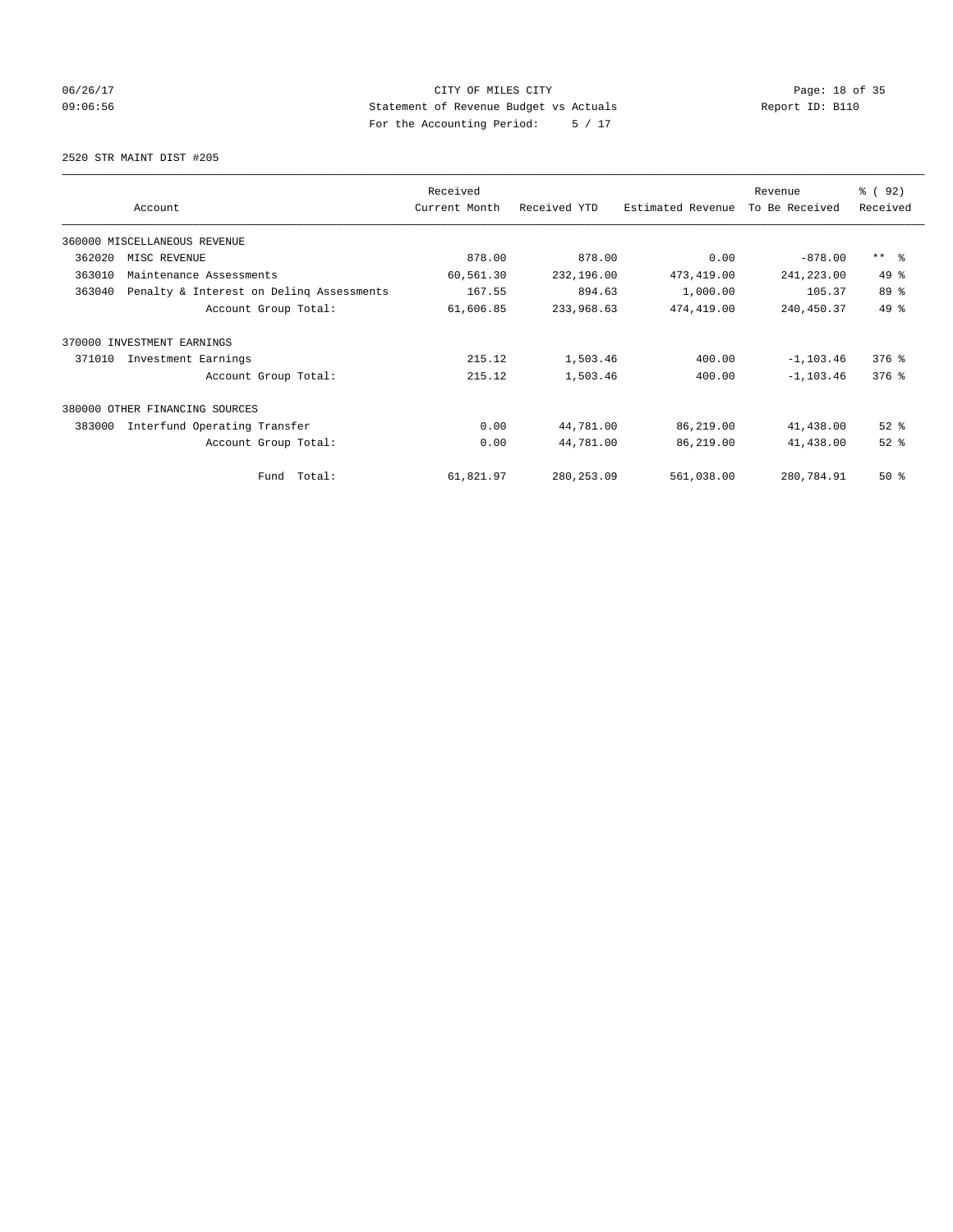CITY OF MILES CITY
Statement of Revenue Budget vs Actuals
For the Accounting Period: 5 / 17

2520 STR MAINT DIST #205

| Account | | Received Current Month | Received YTD | Estimated Revenue | Revenue To Be Received | % ( 92) Received |
|---|---|---|---|---|---|---|
| 360000 MISCELLANEOUS REVENUE | | | | | | |
| 362020 | MISC REVENUE | 878.00 | 878.00 | 0.00 | -878.00 | ** % |
| 363010 | Maintenance Assessments | 60,561.30 | 232,196.00 | 473,419.00 | 241,223.00 | 49 % |
| 363040 | Penalty & Interest on Delinq Assessments | 167.55 | 894.63 | 1,000.00 | 105.37 | 89 % |
| | Account Group Total: | 61,606.85 | 233,968.63 | 474,419.00 | 240,450.37 | 49 % |
| 370000 INVESTMENT EARNINGS | | | | | | |
| 371010 | Investment Earnings | 215.12 | 1,503.46 | 400.00 | -1,103.46 | 376 % |
| | Account Group Total: | 215.12 | 1,503.46 | 400.00 | -1,103.46 | 376 % |
| 380000 OTHER FINANCING SOURCES | | | | | | |
| 383000 | Interfund Operating Transfer | 0.00 | 44,781.00 | 86,219.00 | 41,438.00 | 52 % |
| | Account Group Total: | 0.00 | 44,781.00 | 86,219.00 | 41,438.00 | 52 % |
| | Fund Total: | 61,821.97 | 280,253.09 | 561,038.00 | 280,784.91 | 50 % |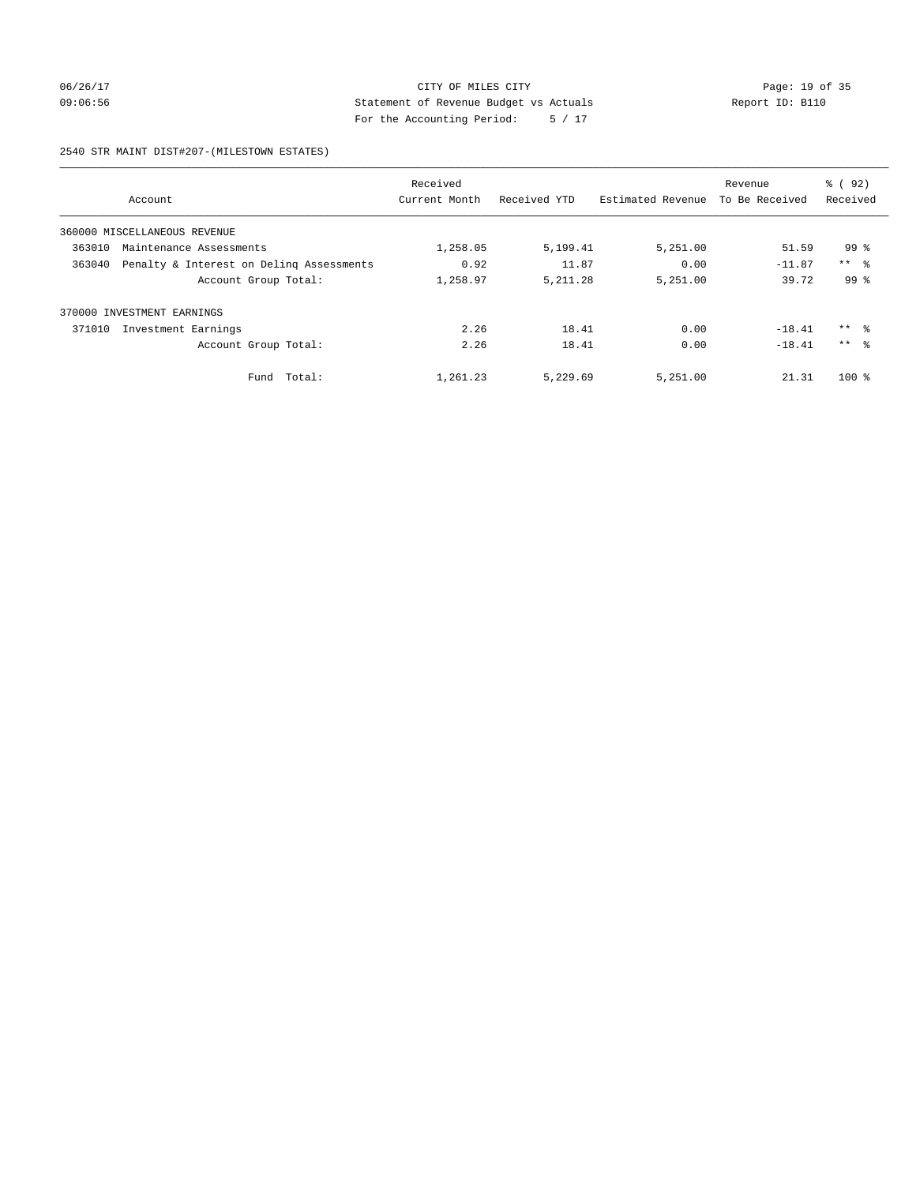CITY OF MILES CITY
Statement of Revenue Budget vs Actuals
For the Accounting Period: 5 / 17

06/26/17
09:06:56

Report ID: B110

2540 STR MAINT DIST#207-(MILESTOWN ESTATES)

| Account | Received Current Month | Received YTD | Estimated Revenue | Revenue To Be Received | % ( 92) Received |
|---|---|---|---|---|---|
| 360000 MISCELLANEOUS REVENUE | | | | | |
| 363010 Maintenance Assessments | 1,258.05 | 5,199.41 | 5,251.00 | 51.59 | 99 % |
| 363040 Penalty & Interest on Delinq Assessments | 0.92 | 11.87 | 0.00 | -11.87 | ** % |
| Account Group Total: | 1,258.97 | 5,211.28 | 5,251.00 | 39.72 | 99 % |
| 370000 INVESTMENT EARNINGS | | | | | |
| 371010 Investment Earnings | 2.26 | 18.41 | 0.00 | -18.41 | ** % |
| Account Group Total: | 2.26 | 18.41 | 0.00 | -18.41 | ** % |
| Fund Total: | 1,261.23 | 5,229.69 | 5,251.00 | 21.31 | 100 % |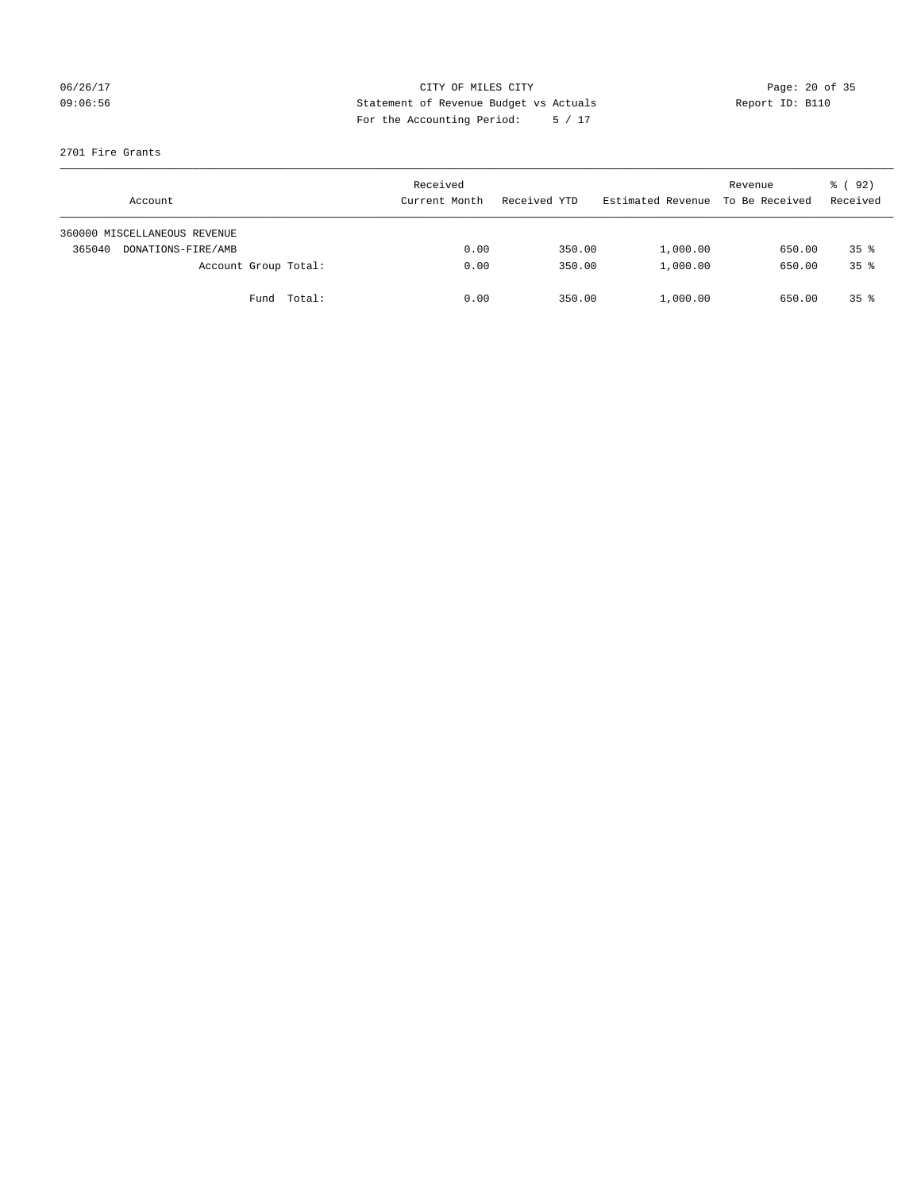CITY OF MILES CITY
Statement of Revenue Budget vs Actuals
For the Accounting Period: 5 / 17

06/26/17
09:06:56

Report ID: B110

2701 Fire Grants

| Account | Received Current Month | Received YTD | Estimated Revenue | Revenue To Be Received | % ( 92) Received |
|---|---|---|---|---|---|
| 360000 MISCELLANEOUS REVENUE | | | | | |
| 365040 DONATIONS-FIRE/AMB | 0.00 | 350.00 | 1,000.00 | 650.00 | 35 % |
| Account Group Total: | 0.00 | 350.00 | 1,000.00 | 650.00 | 35 % |
| Fund Total: | 0.00 | 350.00 | 1,000.00 | 650.00 | 35 % |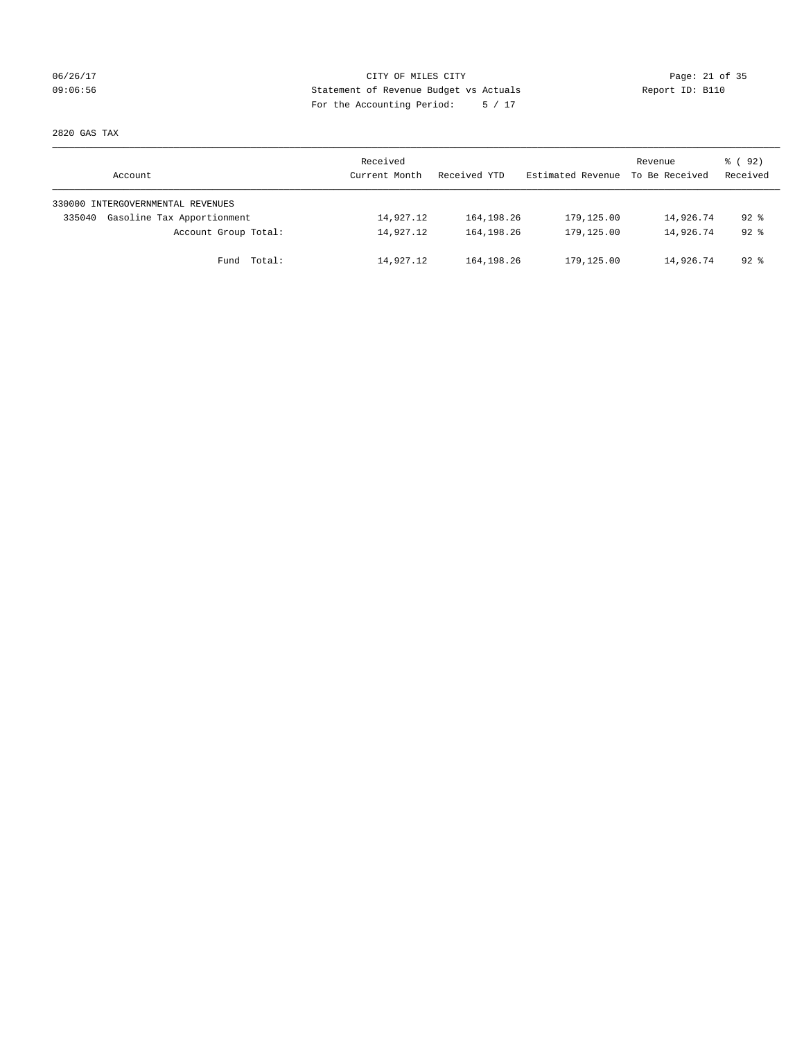06/26/17 CITY OF MILES CITY
09:06:56 Statement of Revenue Budget vs Actuals Report ID: B110
For the Accounting Period: 5 / 17

2820 GAS TAX

| Account | Received Current Month | Received YTD | Estimated Revenue | Revenue To Be Received | % ( 92) Received |
|---|---|---|---|---|---|
| 330000 INTERGOVERNMENTAL REVENUES | | | | | |
| 335040 Gasoline Tax Apportionment | 14,927.12 | 164,198.26 | 179,125.00 | 14,926.74 | 92 % |
| Account Group Total: | 14,927.12 | 164,198.26 | 179,125.00 | 14,926.74 | 92 % |
| Fund Total: | 14,927.12 | 164,198.26 | 179,125.00 | 14,926.74 | 92 % |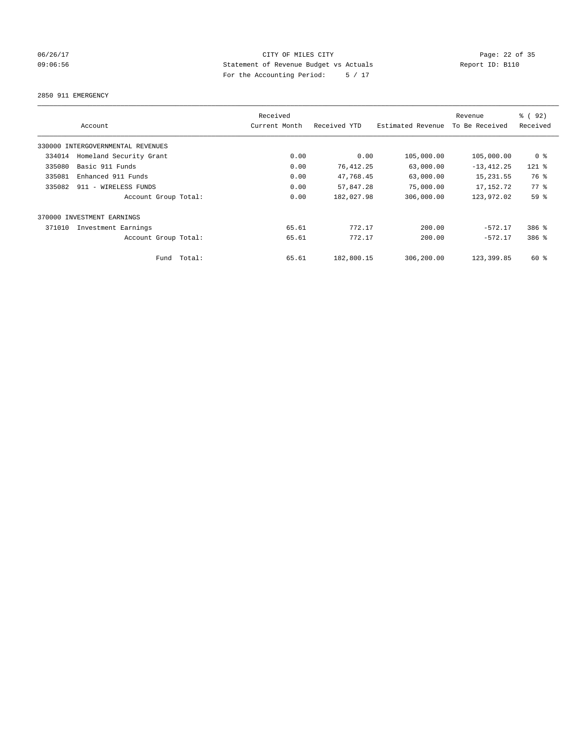CITY OF MILES CITY
Statement of Revenue Budget vs Actuals
For the Accounting Period: 5 / 17

06/26/17
09:06:56

Report ID: B110

2850 911 EMERGENCY

| Account | Received Current Month | Received YTD | Estimated Revenue | Revenue To Be Received | % ( 92) Received |
|---|---|---|---|---|---|
| 330000 INTERGOVERNMENTAL REVENUES | | | | | |
| 334014 Homeland Security Grant | 0.00 | 0.00 | 105,000.00 | 105,000.00 | 0 % |
| 335080 Basic 911 Funds | 0.00 | 76,412.25 | 63,000.00 | -13,412.25 | 121 % |
| 335081 Enhanced 911 Funds | 0.00 | 47,768.45 | 63,000.00 | 15,231.55 | 76 % |
| 335082 911 - WIRELESS FUNDS | 0.00 | 57,847.28 | 75,000.00 | 17,152.72 | 77 % |
| Account Group Total: | 0.00 | 182,027.98 | 306,000.00 | 123,972.02 | 59 % |
| 370000 INVESTMENT EARNINGS | | | | | |
| 371010 Investment Earnings | 65.61 | 772.17 | 200.00 | -572.17 | 386 % |
| Account Group Total: | 65.61 | 772.17 | 200.00 | -572.17 | 386 % |
| Fund Total: | 65.61 | 182,800.15 | 306,200.00 | 123,399.85 | 60 % |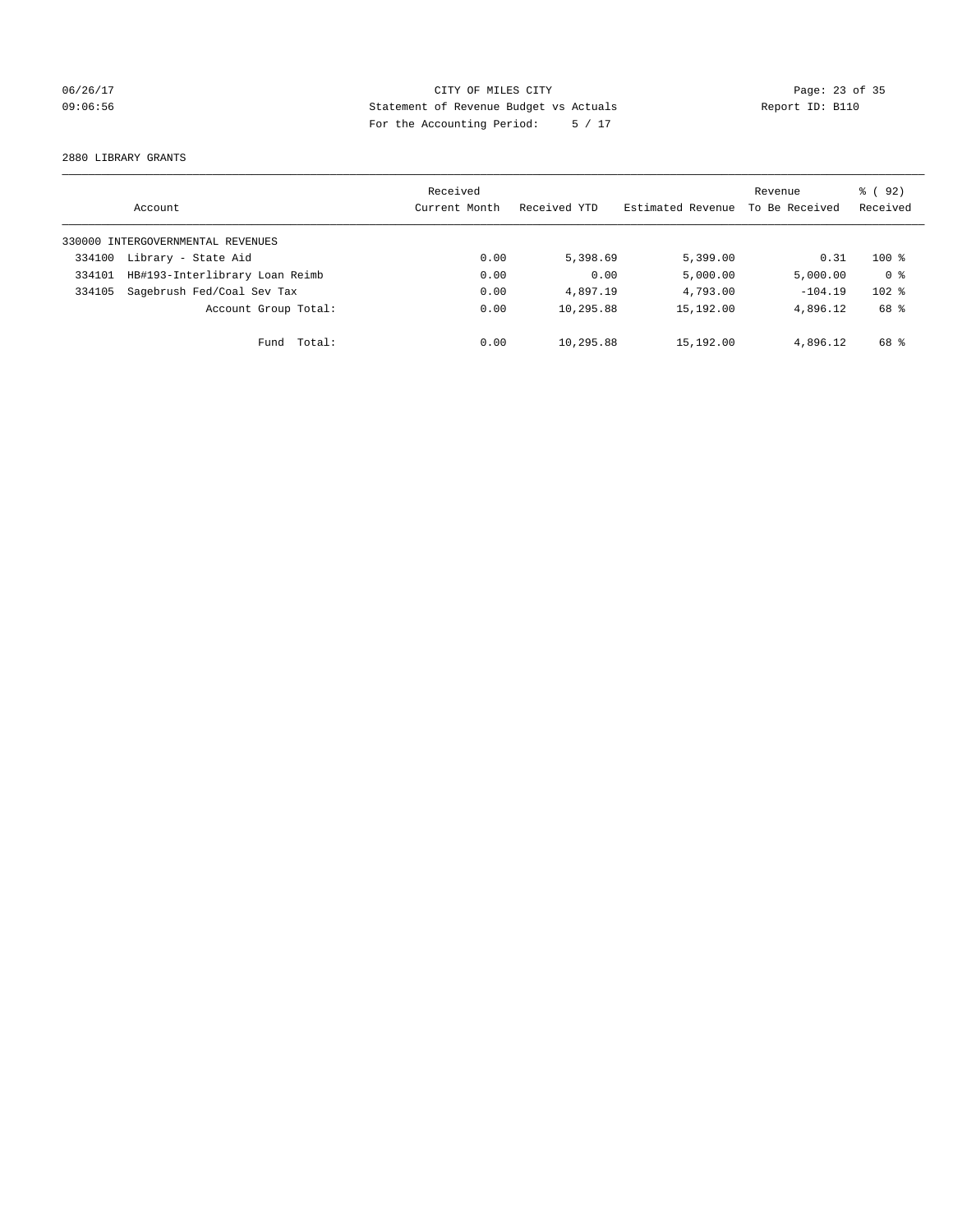06/26/17 CITY OF MILES CITY
09:06:56 Statement of Revenue Budget vs Actuals Report ID: B110
For the Accounting Period: 5 / 17

2880 LIBRARY GRANTS

| Account | Received Current Month | Received YTD | Estimated Revenue | Revenue To Be Received | % ( 92) Received |
|---|---|---|---|---|---|
| 330000 INTERGOVERNMENTAL REVENUES | | | | | |
| 334100 Library - State Aid | 0.00 | 5,398.69 | 5,399.00 | 0.31 | 100 % |
| 334101 HB#193-Interlibrary Loan Reimb | 0.00 | 0.00 | 5,000.00 | 5,000.00 | 0 % |
| 334105 Sagebrush Fed/Coal Sev Tax | 0.00 | 4,897.19 | 4,793.00 | -104.19 | 102 % |
| Account Group Total: | 0.00 | 10,295.88 | 15,192.00 | 4,896.12 | 68 % |
| Fund Total: | 0.00 | 10,295.88 | 15,192.00 | 4,896.12 | 68 % |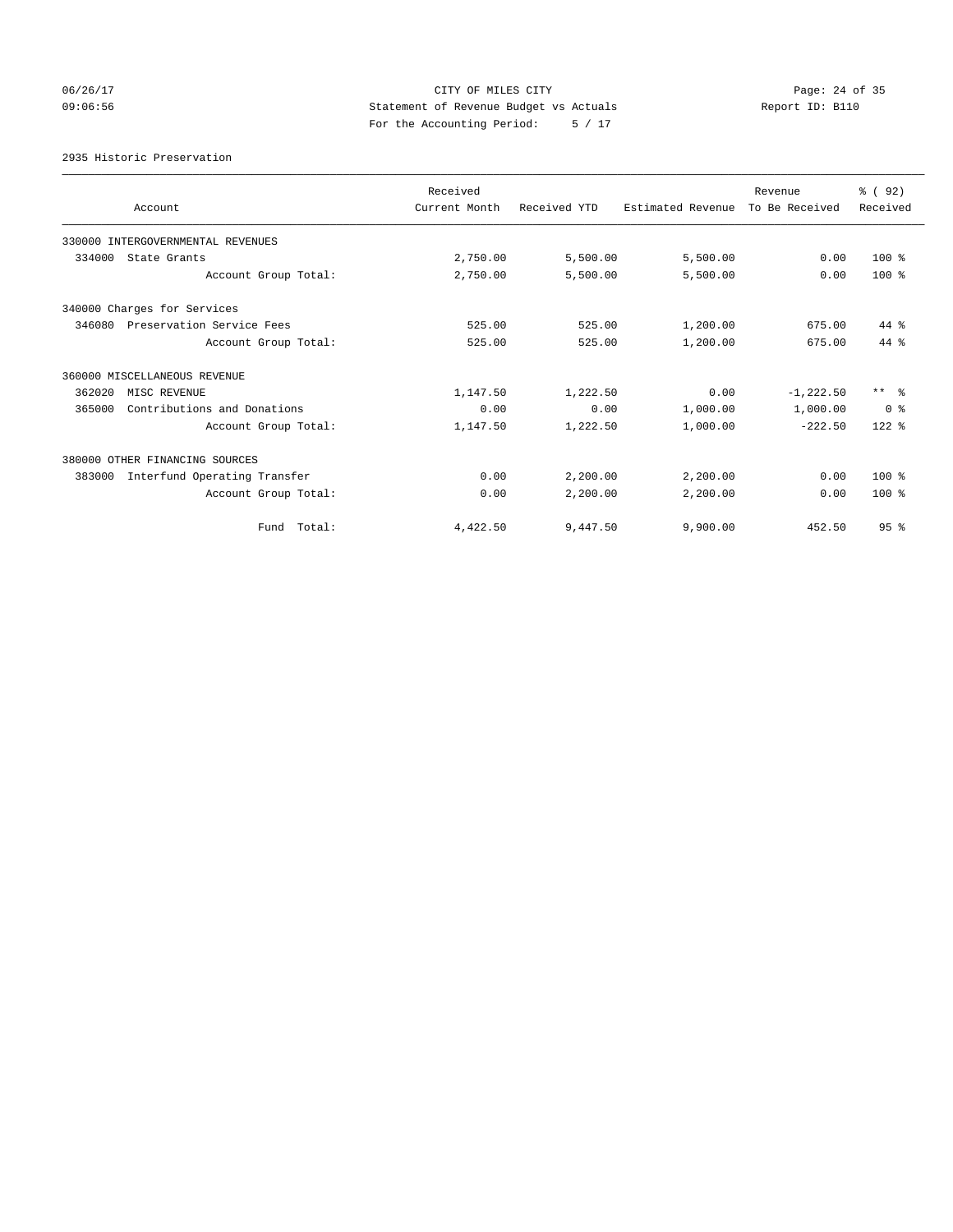CITY OF MILES CITY
Statement of Revenue Budget vs Actuals
For the Accounting Period: 5 / 17

06/26/17
09:06:56

Report ID: B110

2935 Historic Preservation

| Account | Received Current Month | Received YTD | Estimated Revenue | Revenue To Be Received | % ( 92) Received |
|---|---|---|---|---|---|
| 330000 INTERGOVERNMENTAL REVENUES | | | | | |
| 334000 State Grants | 2,750.00 | 5,500.00 | 5,500.00 | 0.00 | 100 % |
| Account Group Total: | 2,750.00 | 5,500.00 | 5,500.00 | 0.00 | 100 % |
| 340000 Charges for Services | | | | | |
| 346080 Preservation Service Fees | 525.00 | 525.00 | 1,200.00 | 675.00 | 44 % |
| Account Group Total: | 525.00 | 525.00 | 1,200.00 | 675.00 | 44 % |
| 360000 MISCELLANEOUS REVENUE | | | | | |
| 362020 MISC REVENUE | 1,147.50 | 1,222.50 | 0.00 | -1,222.50 | ** % |
| 365000 Contributions and Donations | 0.00 | 0.00 | 1,000.00 | 1,000.00 | 0 % |
| Account Group Total: | 1,147.50 | 1,222.50 | 1,000.00 | -222.50 | 122 % |
| 380000 OTHER FINANCING SOURCES | | | | | |
| 383000 Interfund Operating Transfer | 0.00 | 2,200.00 | 2,200.00 | 0.00 | 100 % |
| Account Group Total: | 0.00 | 2,200.00 | 2,200.00 | 0.00 | 100 % |
| Fund Total: | 4,422.50 | 9,447.50 | 9,900.00 | 452.50 | 95 % |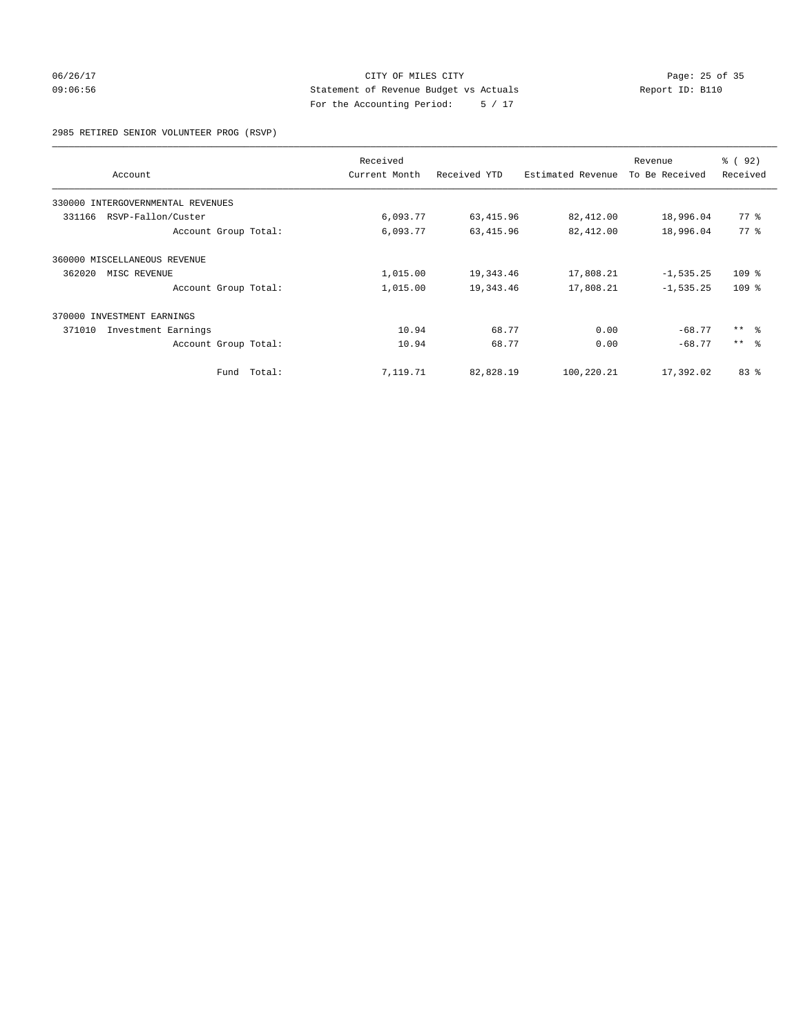CITY OF MILES CITY
Statement of Revenue Budget vs Actuals
For the Accounting Period: 5 / 17

06/26/17
09:06:56

Report ID: B110

2985 RETIRED SENIOR VOLUNTEER PROG (RSVP)

| Account | Received Current Month | Received YTD | Estimated Revenue | Revenue To Be Received | % ( 92) Received |
|---|---|---|---|---|---|
| 330000 INTERGOVERNMENTAL REVENUES | | | | | |
| 331166 RSVP-Fallon/Custer | 6,093.77 | 63,415.96 | 82,412.00 | 18,996.04 | 77 % |
| Account Group Total: | 6,093.77 | 63,415.96 | 82,412.00 | 18,996.04 | 77 % |
| 360000 MISCELLANEOUS REVENUE | | | | | |
| 362020 MISC REVENUE | 1,015.00 | 19,343.46 | 17,808.21 | -1,535.25 | 109 % |
| Account Group Total: | 1,015.00 | 19,343.46 | 17,808.21 | -1,535.25 | 109 % |
| 370000 INVESTMENT EARNINGS | | | | | |
| 371010 Investment Earnings | 10.94 | 68.77 | 0.00 | -68.77 | ** % |
| Account Group Total: | 10.94 | 68.77 | 0.00 | -68.77 | ** % |
| Fund Total: | 7,119.71 | 82,828.19 | 100,220.21 | 17,392.02 | 83 % |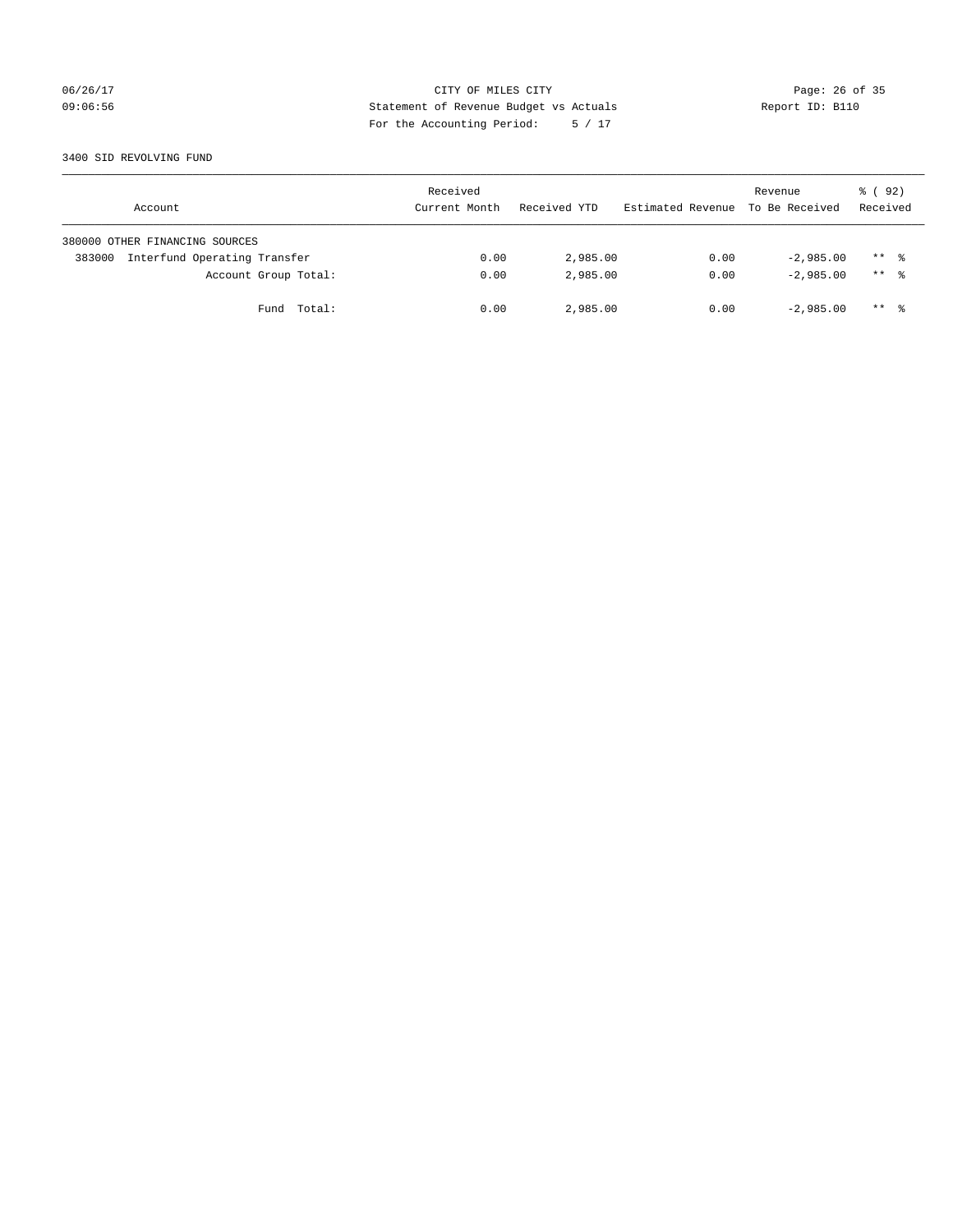CITY OF MILES CITY
Statement of Revenue Budget vs Actuals
For the Accounting Period: 5 / 17

06/26/17
09:06:56

Report ID: B110

3400 SID REVOLVING FUND

| Account | Received Current Month | Received YTD | Estimated Revenue | Revenue To Be Received | % ( 92) Received |
|---|---|---|---|---|---|
| 380000 OTHER FINANCING SOURCES | | | | | |
| 383000 Interfund Operating Transfer | 0.00 | 2,985.00 | 0.00 | -2,985.00 | ** % |
| Account Group Total: | 0.00 | 2,985.00 | 0.00 | -2,985.00 | ** % |
| Fund Total: | 0.00 | 2,985.00 | 0.00 | -2,985.00 | ** % |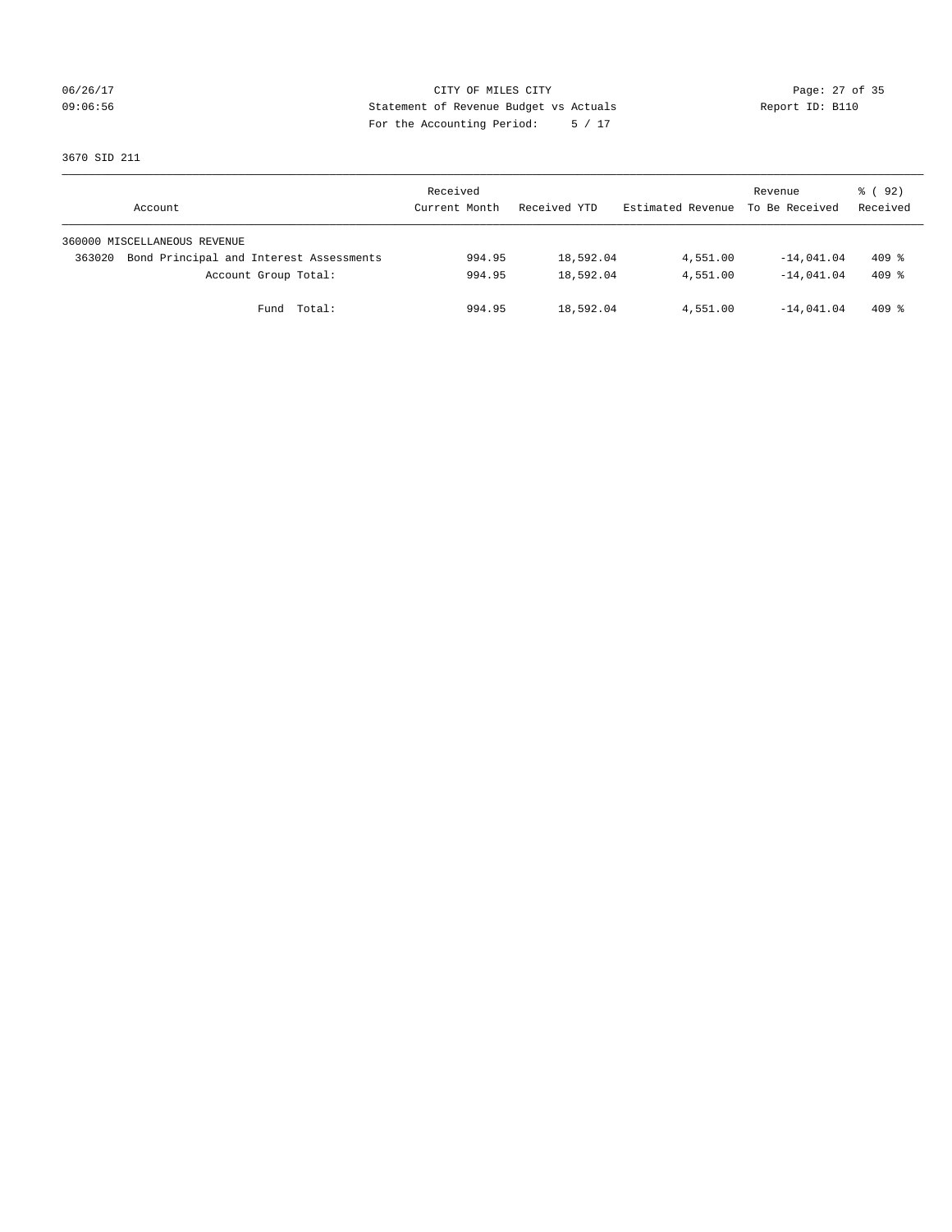CITY OF MILES CITY
Statement of Revenue Budget vs Actuals
For the Accounting Period: 5 / 17

06/26/17
09:06:56

Report ID: B110

3670 SID 211

| Account | Received Current Month | Received YTD | Estimated Revenue | Revenue To Be Received | % ( 92) Received |
|---|---|---|---|---|---|
| 360000 MISCELLANEOUS REVENUE | | | | | |
| 363020 Bond Principal and Interest Assessments | 994.95 | 18,592.04 | 4,551.00 | -14,041.04 | 409 % |
| Account Group Total: | 994.95 | 18,592.04 | 4,551.00 | -14,041.04 | 409 % |
| Fund Total: | 994.95 | 18,592.04 | 4,551.00 | -14,041.04 | 409 % |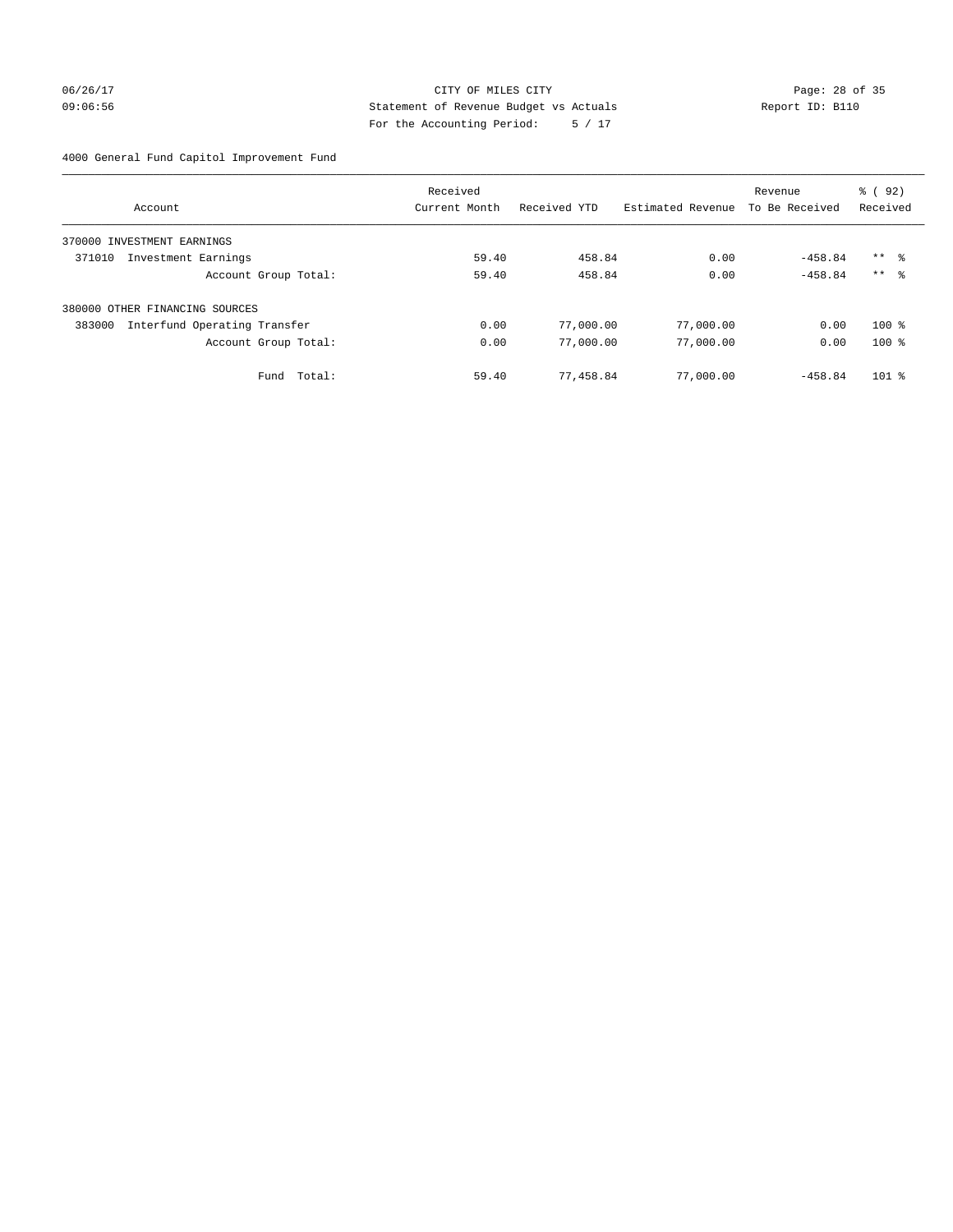CITY OF MILES CITY
Statement of Revenue Budget vs Actuals
For the Accounting Period: 5 / 17

06/26/17
09:06:56

Report ID: B110

4000 General Fund Capitol Improvement Fund

| Account | Received Current Month | Received YTD | Estimated Revenue | Revenue To Be Received | % ( 92) Received |
|---|---|---|---|---|---|
| 370000 INVESTMENT EARNINGS | | | | | |
| 371010 Investment Earnings | 59.40 | 458.84 | 0.00 | -458.84 | ** % |
| Account Group Total: | 59.40 | 458.84 | 0.00 | -458.84 | ** % |
| 380000 OTHER FINANCING SOURCES | | | | | |
| 383000 Interfund Operating Transfer | 0.00 | 77,000.00 | 77,000.00 | 0.00 | 100 % |
| Account Group Total: | 0.00 | 77,000.00 | 77,000.00 | 0.00 | 100 % |
| Fund Total: | 59.40 | 77,458.84 | 77,000.00 | -458.84 | 101 % |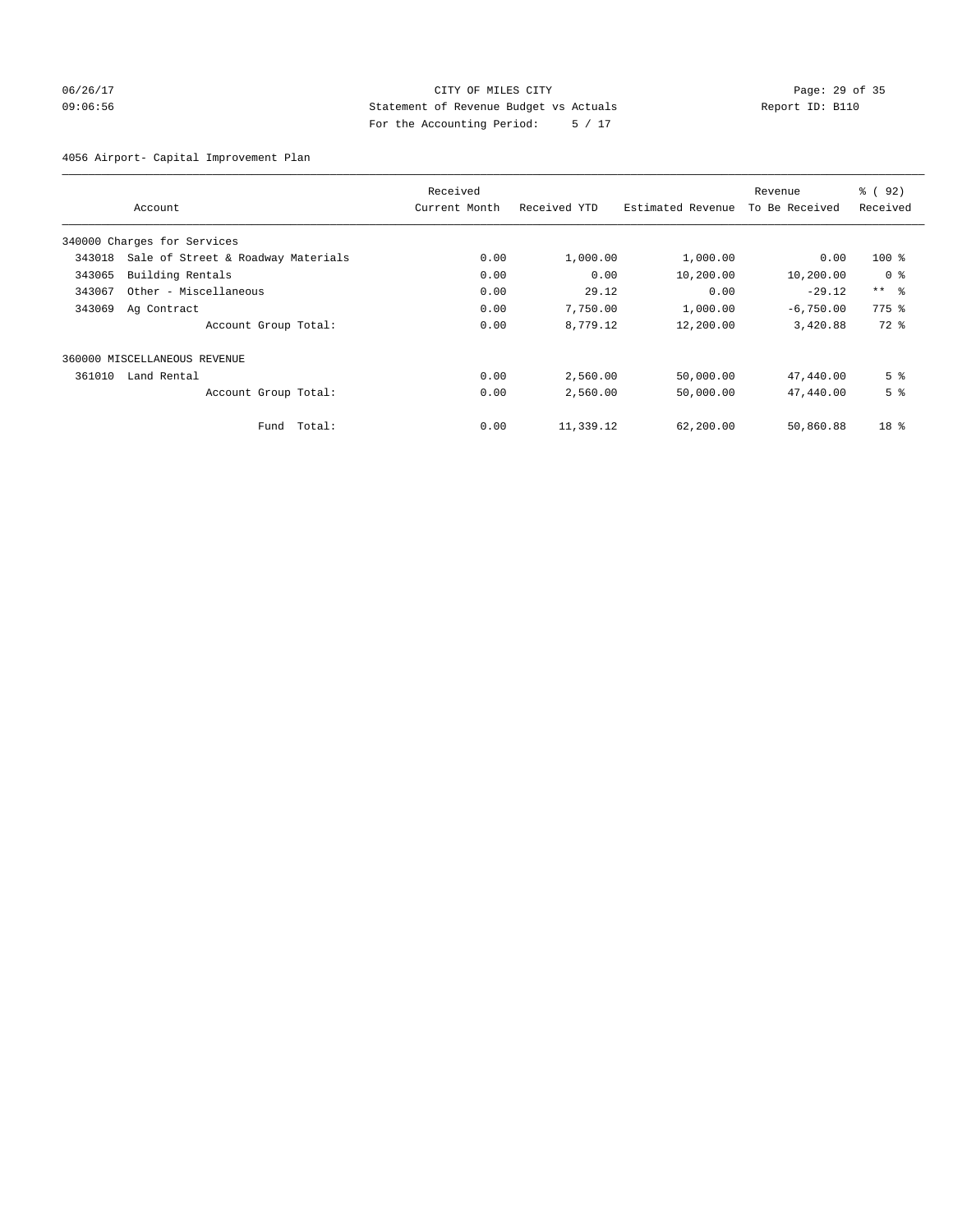CITY OF MILES CITY
Statement of Revenue Budget vs Actuals
For the Accounting Period: 5 / 17

06/26/17 09:06:56 Report ID: B110

4056 Airport- Capital Improvement Plan

| Account | | Received Current Month | Received YTD | Estimated Revenue | Revenue To Be Received | % ( 92) Received |
|---|---|---|---|---|---|---|
| 340000 Charges for Services | | | | | | |
| 343018 | Sale of Street & Roadway Materials | 0.00 | 1,000.00 | 1,000.00 | 0.00 | 100 % |
| 343065 | Building Rentals | 0.00 | 0.00 | 10,200.00 | 10,200.00 | 0 % |
| 343067 | Other - Miscellaneous | 0.00 | 29.12 | 0.00 | -29.12 | ** % |
| 343069 | Ag Contract | 0.00 | 7,750.00 | 1,000.00 | -6,750.00 | 775 % |
| | Account Group Total: | 0.00 | 8,779.12 | 12,200.00 | 3,420.88 | 72 % |
| 360000 MISCELLANEOUS REVENUE | | | | | | |
| 361010 | Land Rental | 0.00 | 2,560.00 | 50,000.00 | 47,440.00 | 5 % |
| | Account Group Total: | 0.00 | 2,560.00 | 50,000.00 | 47,440.00 | 5 % |
| | Fund Total: | 0.00 | 11,339.12 | 62,200.00 | 50,860.88 | 18 % |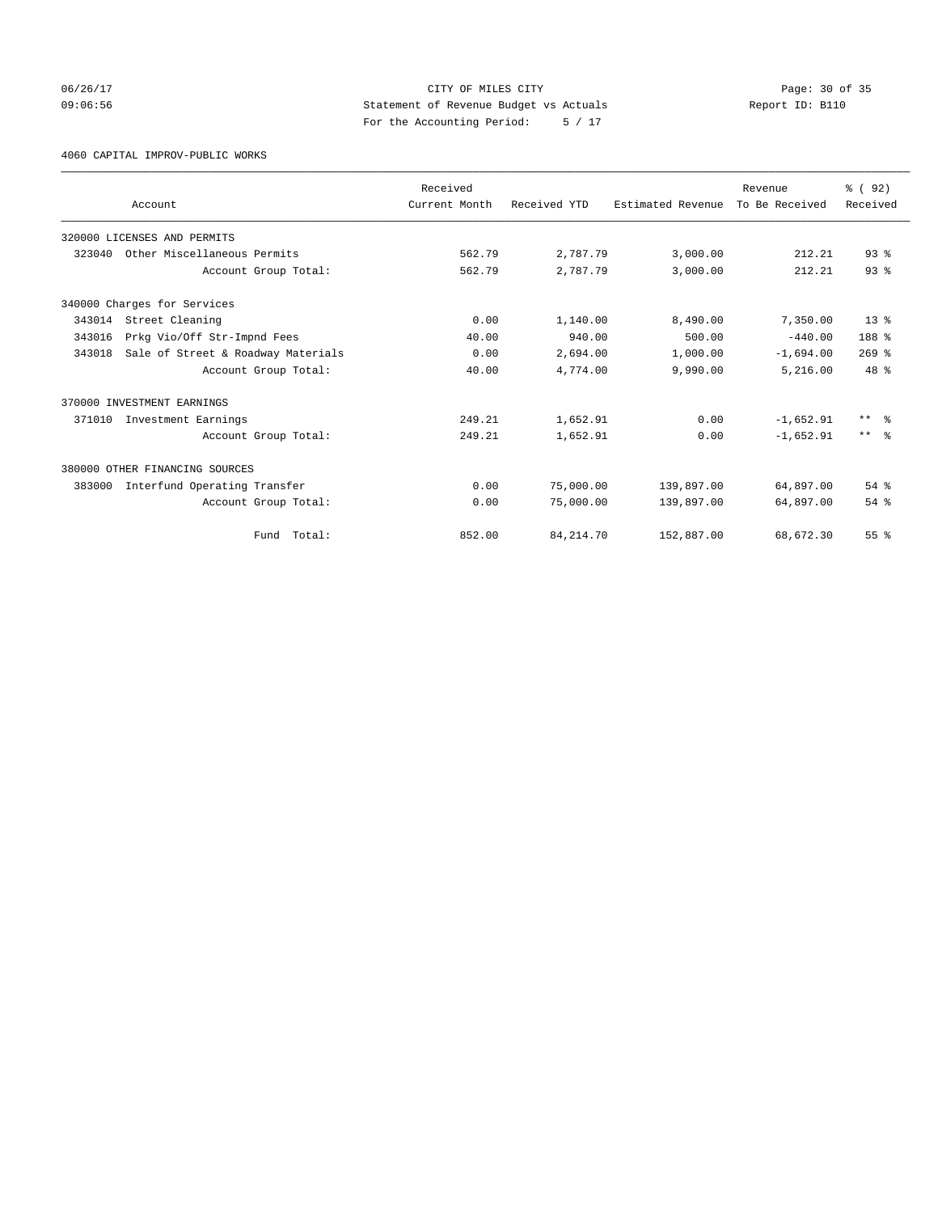CITY OF MILES CITY
Statement of Revenue Budget vs Actuals
For the Accounting Period: 5 / 17

06/26/17
09:06:56

Report ID: B110

4060 CAPITAL IMPROV-PUBLIC WORKS

| Account | Received Current Month | Received YTD | Estimated Revenue | Revenue To Be Received | % ( 92) Received |
|---|---|---|---|---|---|
| 320000 LICENSES AND PERMITS | | | | | |
| 323040 Other Miscellaneous Permits | 562.79 | 2,787.79 | 3,000.00 | 212.21 | 93 % |
| Account Group Total: | 562.79 | 2,787.79 | 3,000.00 | 212.21 | 93 % |
| 340000 Charges for Services | | | | | |
| 343014 Street Cleaning | 0.00 | 1,140.00 | 8,490.00 | 7,350.00 | 13 % |
| 343016 Prkg Vio/Off Str-Impnd Fees | 40.00 | 940.00 | 500.00 | -440.00 | 188 % |
| 343018 Sale of Street & Roadway Materials | 0.00 | 2,694.00 | 1,000.00 | -1,694.00 | 269 % |
| Account Group Total: | 40.00 | 4,774.00 | 9,990.00 | 5,216.00 | 48 % |
| 370000 INVESTMENT EARNINGS | | | | | |
| 371010 Investment Earnings | 249.21 | 1,652.91 | 0.00 | -1,652.91 | ** % |
| Account Group Total: | 249.21 | 1,652.91 | 0.00 | -1,652.91 | ** % |
| 380000 OTHER FINANCING SOURCES | | | | | |
| 383000 Interfund Operating Transfer | 0.00 | 75,000.00 | 139,897.00 | 64,897.00 | 54 % |
| Account Group Total: | 0.00 | 75,000.00 | 139,897.00 | 64,897.00 | 54 % |
| Fund Total: | 852.00 | 84,214.70 | 152,887.00 | 68,672.30 | 55 % |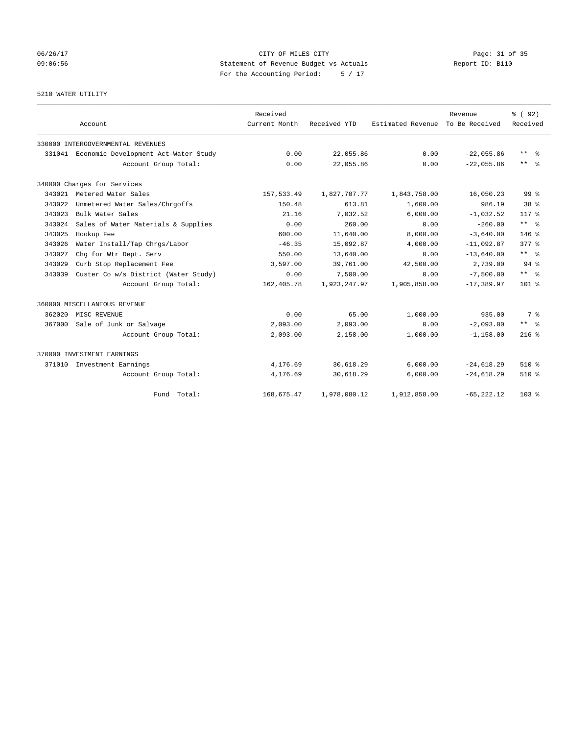06/26/17 CITY OF MILES CITY
09:06:56 Statement of Revenue Budget vs Actuals Report ID: B110
For the Accounting Period: 5 / 17

5210 WATER UTILITY

| Account | | Received Current Month | Received YTD | Estimated Revenue | Revenue To Be Received | % ( 92) Received |
|---|---|---|---|---|---|---|
| 330000 INTERGOVERNMENTAL REVENUES | | | | | | |
| 331041 | Economic Development Act-Water Study | 0.00 | 22,055.86 | 0.00 | -22,055.86 | ** % |
| | Account Group Total: | 0.00 | 22,055.86 | 0.00 | -22,055.86 | ** % |
| 340000 Charges for Services | | | | | | |
| 343021 | Metered Water Sales | 157,533.49 | 1,827,707.77 | 1,843,758.00 | 16,050.23 | 99 % |
| 343022 | Unmetered Water Sales/Chrgoffs | 150.48 | 613.81 | 1,600.00 | 986.19 | 38 % |
| 343023 | Bulk Water Sales | 21.16 | 7,032.52 | 6,000.00 | -1,032.52 | 117 % |
| 343024 | Sales of Water Materials & Supplies | 0.00 | 260.00 | 0.00 | -260.00 | ** % |
| 343025 | Hookup Fee | 600.00 | 11,640.00 | 8,000.00 | -3,640.00 | 146 % |
| 343026 | Water Install/Tap Chrgs/Labor | -46.35 | 15,092.87 | 4,000.00 | -11,092.87 | 377 % |
| 343027 | Chg for Wtr Dept. Serv | 550.00 | 13,640.00 | 0.00 | -13,640.00 | ** % |
| 343029 | Curb Stop Replacement Fee | 3,597.00 | 39,761.00 | 42,500.00 | 2,739.00 | 94 % |
| 343039 | Custer Co w/s District (Water Study) | 0.00 | 7,500.00 | 0.00 | -7,500.00 | ** % |
| | Account Group Total: | 162,405.78 | 1,923,247.97 | 1,905,858.00 | -17,389.97 | 101 % |
| 360000 MISCELLANEOUS REVENUE | | | | | | |
| 362020 | MISC REVENUE | 0.00 | 65.00 | 1,000.00 | 935.00 | 7 % |
| 367000 | Sale of Junk or Salvage | 2,093.00 | 2,093.00 | 0.00 | -2,093.00 | ** % |
| | Account Group Total: | 2,093.00 | 2,158.00 | 1,000.00 | -1,158.00 | 216 % |
| 370000 INVESTMENT EARNINGS | | | | | | |
| 371010 | Investment Earnings | 4,176.69 | 30,618.29 | 6,000.00 | -24,618.29 | 510 % |
| | Account Group Total: | 4,176.69 | 30,618.29 | 6,000.00 | -24,618.29 | 510 % |
| | Fund Total: | 168,675.47 | 1,978,080.12 | 1,912,858.00 | -65,222.12 | 103 % |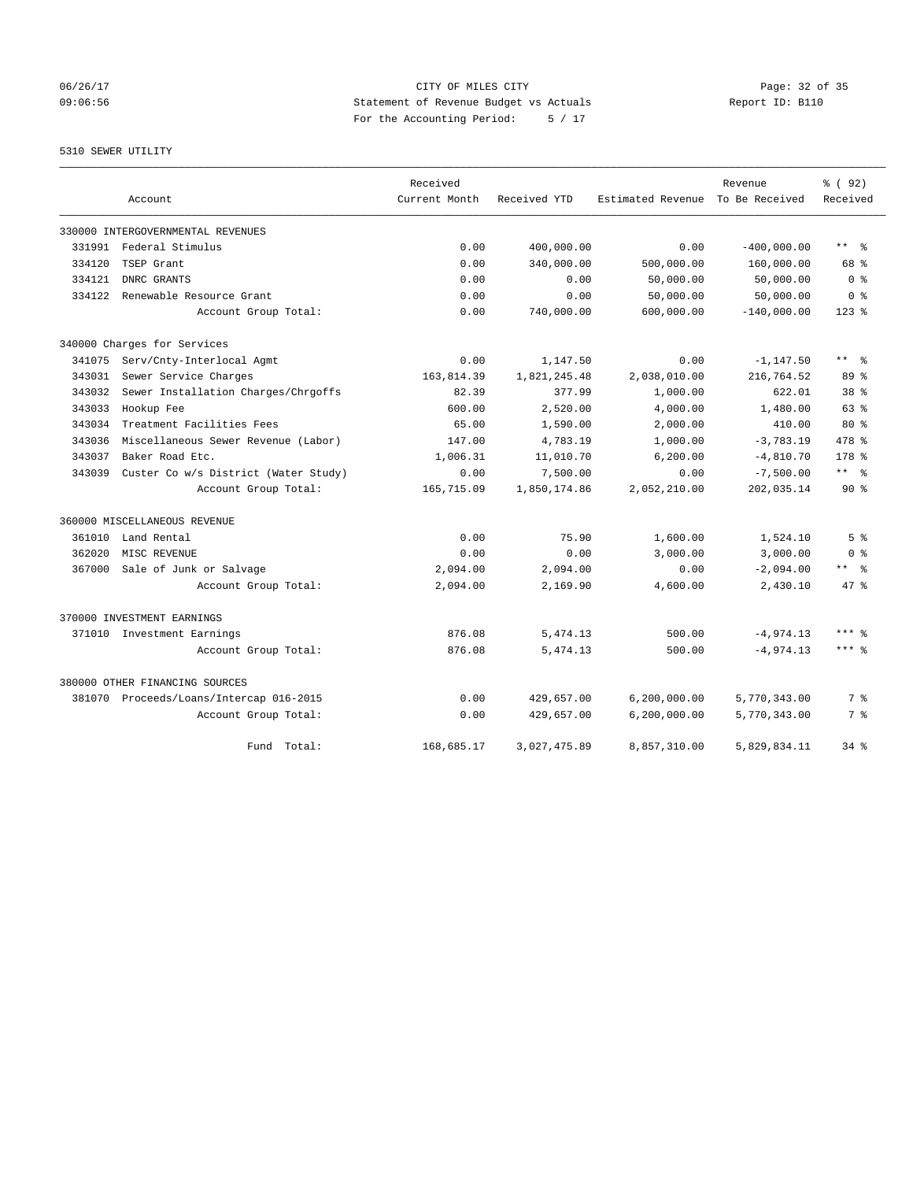CITY OF MILES CITY
Statement of Revenue Budget vs Actuals
For the Accounting Period: 5 / 17

06/26/17
09:06:56

Report ID: B110

## 5310 SEWER UTILITY

| Account | | Received Current Month | Received YTD | Estimated Revenue | Revenue To Be Received | % ( 92) Received |
|---|---|---|---|---|---|---|
| 330000 INTERGOVERNMENTAL REVENUES | | | | | | |
| 331991 | Federal Stimulus | 0.00 | 400,000.00 | 0.00 | -400,000.00 | ** % |
| 334120 | TSEP Grant | 0.00 | 340,000.00 | 500,000.00 | 160,000.00 | 68 % |
| 334121 | DNRC GRANTS | 0.00 | 0.00 | 50,000.00 | 50,000.00 | 0 % |
| 334122 | Renewable Resource Grant | 0.00 | 0.00 | 50,000.00 | 50,000.00 | 0 % |
| | Account Group Total: | 0.00 | 740,000.00 | 600,000.00 | -140,000.00 | 123 % |
| 340000 Charges for Services | | | | | | |
| 341075 | Serv/Cnty-Interlocal Agmt | 0.00 | 1,147.50 | 0.00 | -1,147.50 | ** % |
| 343031 | Sewer Service Charges | 163,814.39 | 1,821,245.48 | 2,038,010.00 | 216,764.52 | 89 % |
| 343032 | Sewer Installation Charges/Chrgoffs | 82.39 | 377.99 | 1,000.00 | 622.01 | 38 % |
| 343033 | Hookup Fee | 600.00 | 2,520.00 | 4,000.00 | 1,480.00 | 63 % |
| 343034 | Treatment Facilities Fees | 65.00 | 1,590.00 | 2,000.00 | 410.00 | 80 % |
| 343036 | Miscellaneous Sewer Revenue (Labor) | 147.00 | 4,783.19 | 1,000.00 | -3,783.19 | 478 % |
| 343037 | Baker Road Etc. | 1,006.31 | 11,010.70 | 6,200.00 | -4,810.70 | 178 % |
| 343039 | Custer Co w/s District (Water Study) | 0.00 | 7,500.00 | 0.00 | -7,500.00 | ** % |
| | Account Group Total: | 165,715.09 | 1,850,174.86 | 2,052,210.00 | 202,035.14 | 90 % |
| 360000 MISCELLANEOUS REVENUE | | | | | | |
| 361010 | Land Rental | 0.00 | 75.90 | 1,600.00 | 1,524.10 | 5 % |
| 362020 | MISC REVENUE | 0.00 | 0.00 | 3,000.00 | 3,000.00 | 0 % |
| 367000 | Sale of Junk or Salvage | 2,094.00 | 2,094.00 | 0.00 | -2,094.00 | ** % |
| | Account Group Total: | 2,094.00 | 2,169.90 | 4,600.00 | 2,430.10 | 47 % |
| 370000 INVESTMENT EARNINGS | | | | | | |
| 371010 | Investment Earnings | 876.08 | 5,474.13 | 500.00 | -4,974.13 | *** % |
| | Account Group Total: | 876.08 | 5,474.13 | 500.00 | -4,974.13 | *** % |
| 380000 OTHER FINANCING SOURCES | | | | | | |
| 381070 | Proceeds/Loans/Intercap 016-2015 | 0.00 | 429,657.00 | 6,200,000.00 | 5,770,343.00 | 7 % |
| | Account Group Total: | 0.00 | 429,657.00 | 6,200,000.00 | 5,770,343.00 | 7 % |
| | Fund Total: | 168,685.17 | 3,027,475.89 | 8,857,310.00 | 5,829,834.11 | 34 % |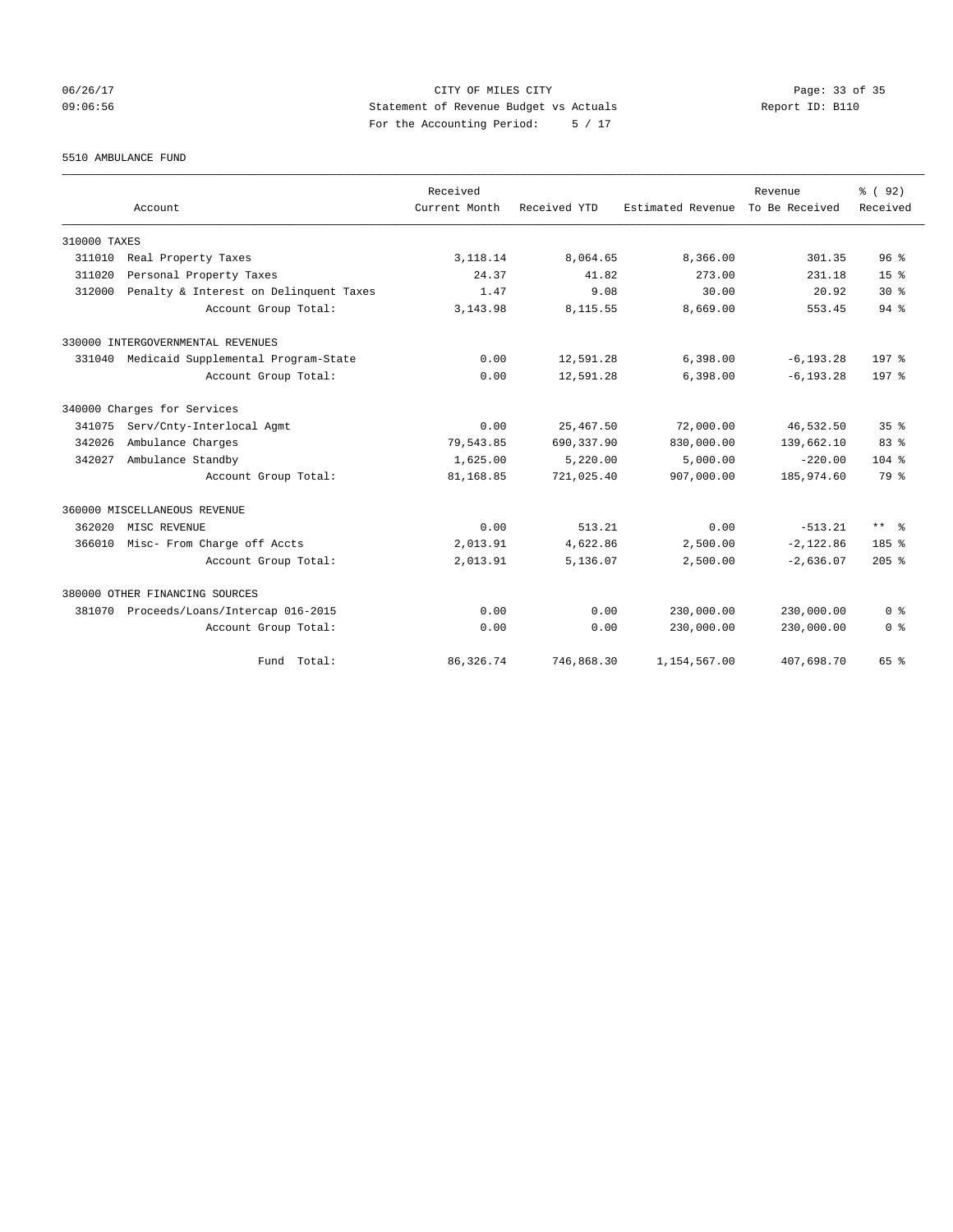CITY OF MILES CITY
Statement of Revenue Budget vs Actuals
For the Accounting Period: 5 / 17

06/26/17
09:06:56

Report ID: B110

5510 AMBULANCE FUND

| Account | Received Current Month | Received YTD | Estimated Revenue | Revenue To Be Received | % ( 92) Received |
|---|---|---|---|---|---|
| 310000 TAXES | | | | | |
| 311010 Real Property Taxes | 3,118.14 | 8,064.65 | 8,366.00 | 301.35 | 96 % |
| 311020 Personal Property Taxes | 24.37 | 41.82 | 273.00 | 231.18 | 15 % |
| 312000 Penalty & Interest on Delinquent Taxes | 1.47 | 9.08 | 30.00 | 20.92 | 30 % |
| Account Group Total: | 3,143.98 | 8,115.55 | 8,669.00 | 553.45 | 94 % |
| 330000 INTERGOVERNMENTAL REVENUES | | | | | |
| 331040 Medicaid Supplemental Program-State | 0.00 | 12,591.28 | 6,398.00 | -6,193.28 | 197 % |
| Account Group Total: | 0.00 | 12,591.28 | 6,398.00 | -6,193.28 | 197 % |
| 340000 Charges for Services | | | | | |
| 341075 Serv/Cnty-Interlocal Agmt | 0.00 | 25,467.50 | 72,000.00 | 46,532.50 | 35 % |
| 342026 Ambulance Charges | 79,543.85 | 690,337.90 | 830,000.00 | 139,662.10 | 83 % |
| 342027 Ambulance Standby | 1,625.00 | 5,220.00 | 5,000.00 | -220.00 | 104 % |
| Account Group Total: | 81,168.85 | 721,025.40 | 907,000.00 | 185,974.60 | 79 % |
| 360000 MISCELLANEOUS REVENUE | | | | | |
| 362020 MISC REVENUE | 0.00 | 513.21 | 0.00 | -513.21 | ** % |
| 366010 Misc- From Charge off Accts | 2,013.91 | 4,622.86 | 2,500.00 | -2,122.86 | 185 % |
| Account Group Total: | 2,013.91 | 5,136.07 | 2,500.00 | -2,636.07 | 205 % |
| 380000 OTHER FINANCING SOURCES | | | | | |
| 381070 Proceeds/Loans/Intercap 016-2015 | 0.00 | 0.00 | 230,000.00 | 230,000.00 | 0 % |
| Account Group Total: | 0.00 | 0.00 | 230,000.00 | 230,000.00 | 0 % |
| Fund Total: | 86,326.74 | 746,868.30 | 1,154,567.00 | 407,698.70 | 65 % |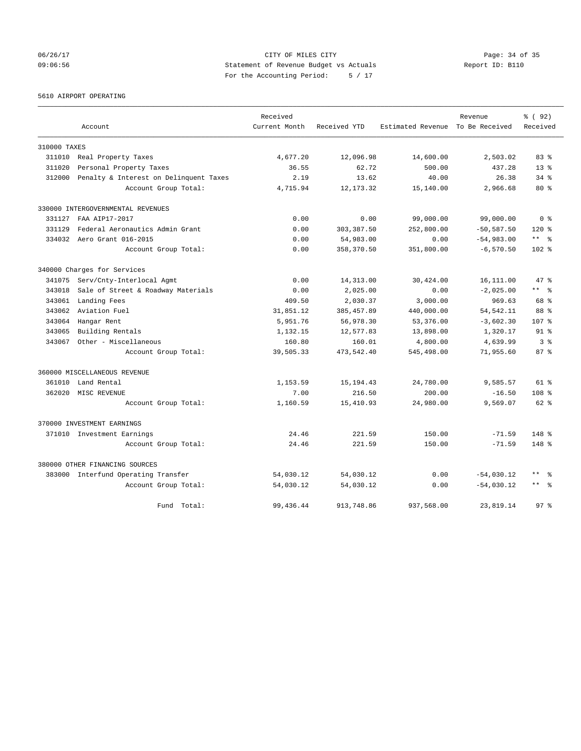CITY OF MILES CITY

Statement of Revenue Budget vs Actuals

For the Accounting Period: 5 / 17

06/26/17 09:06:56 — Report ID: B110

5610 AIRPORT OPERATING

| Account | | Received Current Month | Received YTD | Estimated Revenue | Revenue To Be Received | % ( 92) Received |
|---|---|---|---|---|---|---|
| 310000 TAXES | | | | | | |
| 311010 | Real Property Taxes | 4,677.20 | 12,096.98 | 14,600.00 | 2,503.02 | 83 % |
| 311020 | Personal Property Taxes | 36.55 | 62.72 | 500.00 | 437.28 | 13 % |
| 312000 | Penalty & Interest on Delinquent Taxes | 2.19 | 13.62 | 40.00 | 26.38 | 34 % |
| | Account Group Total: | 4,715.94 | 12,173.32 | 15,140.00 | 2,966.68 | 80 % |
| 330000 INTERGOVERNMENTAL REVENUES | | | | | | |
| 331127 | FAA AIP17-2017 | 0.00 | 0.00 | 99,000.00 | 99,000.00 | 0 % |
| 331129 | Federal Aeronautics Admin Grant | 0.00 | 303,387.50 | 252,800.00 | -50,587.50 | 120 % |
| 334032 | Aero Grant 016-2015 | 0.00 | 54,983.00 | 0.00 | -54,983.00 | ** % |
| | Account Group Total: | 0.00 | 358,370.50 | 351,800.00 | -6,570.50 | 102 % |
| 340000 Charges for Services | | | | | | |
| 341075 | Serv/Cnty-Interlocal Agmt | 0.00 | 14,313.00 | 30,424.00 | 16,111.00 | 47 % |
| 343018 | Sale of Street & Roadway Materials | 0.00 | 2,025.00 | 0.00 | -2,025.00 | ** % |
| 343061 | Landing Fees | 409.50 | 2,030.37 | 3,000.00 | 969.63 | 68 % |
| 343062 | Aviation Fuel | 31,851.12 | 385,457.89 | 440,000.00 | 54,542.11 | 88 % |
| 343064 | Hangar Rent | 5,951.76 | 56,978.30 | 53,376.00 | -3,602.30 | 107 % |
| 343065 | Building Rentals | 1,132.15 | 12,577.83 | 13,898.00 | 1,320.17 | 91 % |
| 343067 | Other - Miscellaneous | 160.80 | 160.01 | 4,800.00 | 4,639.99 | 3 % |
| | Account Group Total: | 39,505.33 | 473,542.40 | 545,498.00 | 71,955.60 | 87 % |
| 360000 MISCELLANEOUS REVENUE | | | | | | |
| 361010 | Land Rental | 1,153.59 | 15,194.43 | 24,780.00 | 9,585.57 | 61 % |
| 362020 | MISC REVENUE | 7.00 | 216.50 | 200.00 | -16.50 | 108 % |
| | Account Group Total: | 1,160.59 | 15,410.93 | 24,980.00 | 9,569.07 | 62 % |
| 370000 INVESTMENT EARNINGS | | | | | | |
| 371010 | Investment Earnings | 24.46 | 221.59 | 150.00 | -71.59 | 148 % |
| | Account Group Total: | 24.46 | 221.59 | 150.00 | -71.59 | 148 % |
| 380000 OTHER FINANCING SOURCES | | | | | | |
| 383000 | Interfund Operating Transfer | 54,030.12 | 54,030.12 | 0.00 | -54,030.12 | ** % |
| | Account Group Total: | 54,030.12 | 54,030.12 | 0.00 | -54,030.12 | ** % |
| | Fund Total: | 99,436.44 | 913,748.86 | 937,568.00 | 23,819.14 | 97 % |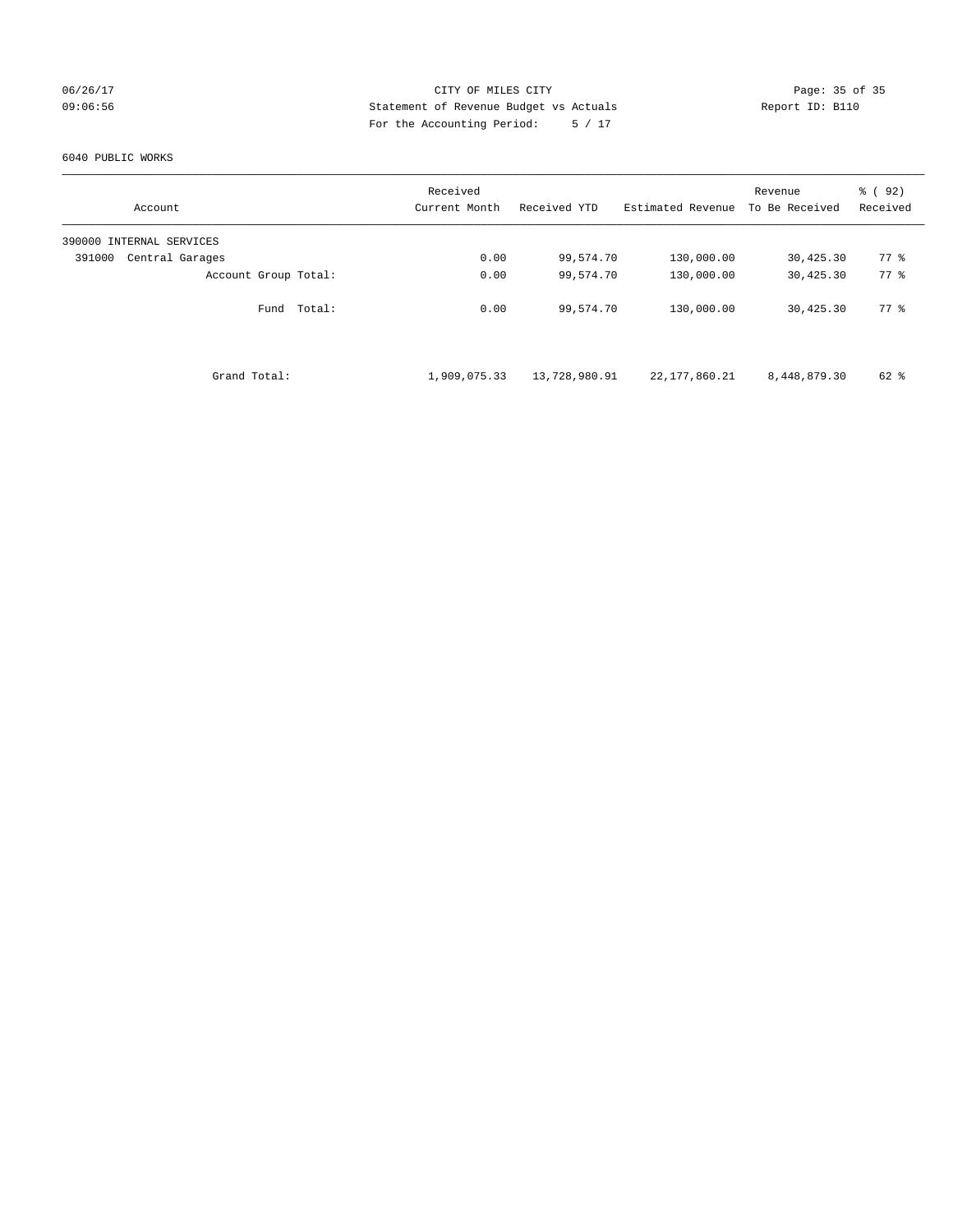CITY OF MILES CITY
Statement of Revenue Budget vs Actuals
For the Accounting Period: 5 / 17

06/26/17
09:06:56

Report ID: B110

6040 PUBLIC WORKS

| Account | Received Current Month | Received YTD | Estimated Revenue | Revenue To Be Received | % ( 92) Received |
|---|---|---|---|---|---|
| 390000 INTERNAL SERVICES | | | | | |
| 391000 Central Garages | 0.00 | 99,574.70 | 130,000.00 | 30,425.30 | 77 % |
| Account Group Total: | 0.00 | 99,574.70 | 130,000.00 | 30,425.30 | 77 % |
| Fund Total: | 0.00 | 99,574.70 | 130,000.00 | 30,425.30 | 77 % |
| Grand Total: | 1,909,075.33 | 13,728,980.91 | 22,177,860.21 | 8,448,879.30 | 62 % |